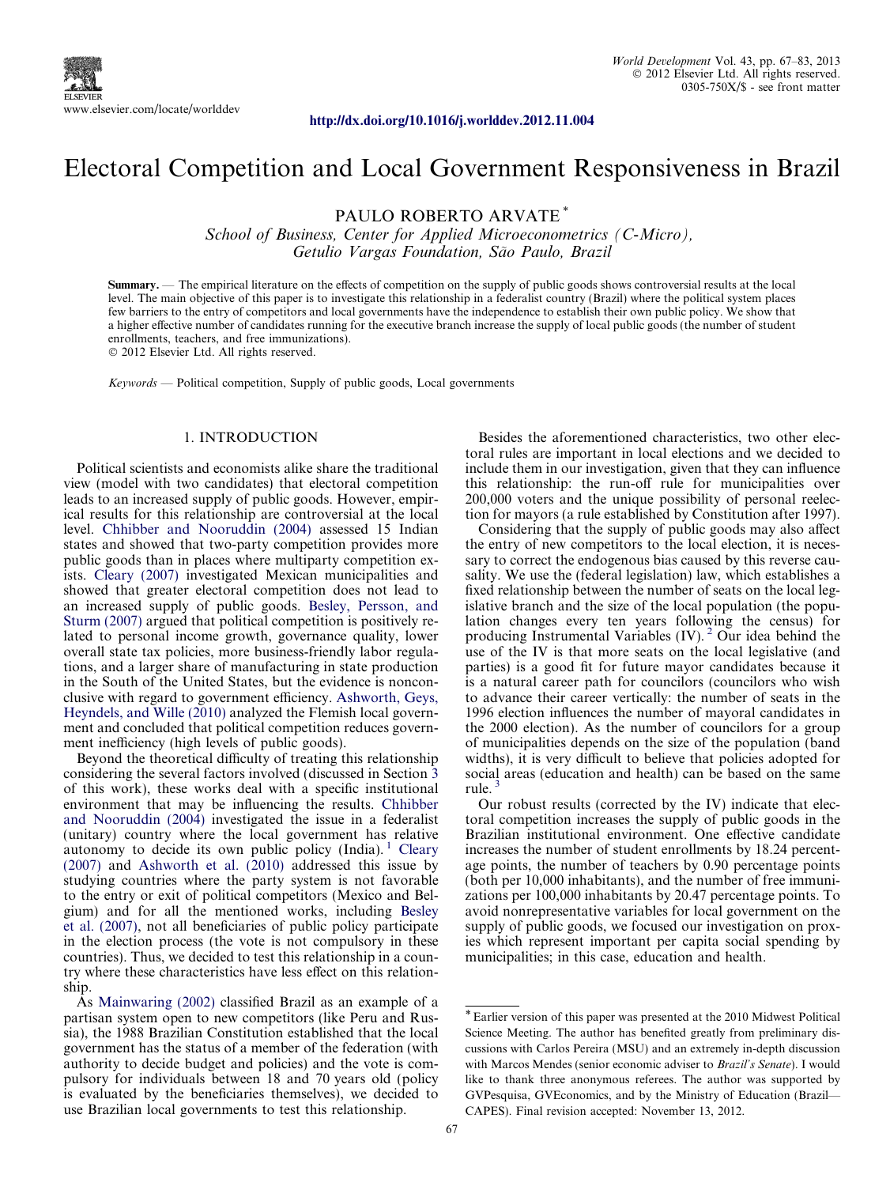# Electoral Competition and Local Government Responsiveness in Brazil

PAULO ROBERTO ARVATE *

*School of Business, Center for Applied Microeconometrics (C-Micro), Getulio Vargas Foundation, São Paulo, Brazil*

**Summary.** — The empirical literature on the effects of competition on the supply of public goods shows controversial results at the local level. The main objective of this paper is to investigate this relationship in a federalist country (Brazil) where the political system places few barriers to the entry of competitors and local governments have the independence to establish their own public policy. We show that a higher effective number of candidates running for the executive branch increase the supply of local public goods (the number of student enrollments, teachers, and free immunizations).

© 2012 Elsevier Ltd. All rights reserved.

*Keywords* — Political competition, Supply of public goods, Local governments

## 1. INTRODUCTION

Political scientists and economists alike share the traditional view (model with two candidates) that electoral competition leads to an increased supply of public goods. However, empirical results for this relationship are controversial at the local level. Chhibber and Nooruddin (2004) assessed 15 Indian states and showed that two-party competition provides more public goods than in places where multiparty competition exists. Cleary (2007) investigated Mexican municipalities and showed that greater electoral competition does not lead to an increased supply of public goods. Besley, Persson, and Sturm (2007) argued that political competition is positively related to personal income growth, governance quality, lower overall state tax policies, more business-friendly labor regulations, and a larger share of manufacturing in state production in the South of the United States, but the evidence is nonconclusive with regard to government efficiency. Ashworth, Geys, Heyndels, and Wille (2010) analyzed the Flemish local government and concluded that political competition reduces government inefficiency (high levels of public goods).

Beyond the theoretical difficulty of treating this relationship considering the several factors involved (discussed in Section 3 of this work), these works deal with a specific institutional environment that may be influencing the results. Chhibber and Nooruddin (2004) investigated the issue in a federalist (unitary) country where the local government has relative autonomy to decide its own public policy (India). [1] Cleary (2007) and Ashworth et al. (2010) addressed this issue by studying countries where the party system is not favorable to the entry or exit of political competitors (Mexico and Belgium) and for all the mentioned works, including Besley et al. (2007), not all beneficiaries of public policy participate in the election process (the vote is not compulsory in these countries). Thus, we decided to test this relationship in a country where these characteristics have less effect on this relationship.

As Mainwaring (2002) classified Brazil as an example of a partisan system open to new competitors (like Peru and Russia), the 1988 Brazilian Constitution established that the local government has the status of a member of the federation (with authority to decide budget and policies) and the vote is compulsory for individuals between 18 and 70 years old (policy is evaluated by the beneficiaries themselves), we decided to use Brazilian local governments to test this relationship.

Besides the aforementioned characteristics, two other electoral rules are important in local elections and we decided to include them in our investigation, given that they can influence this relationship: the run-off rule for municipalities over 200,000 voters and the unique possibility of personal reelection for mayors (a rule established by Constitution after 1997).

Considering that the supply of public goods may also affect the entry of new competitors to the local election, it is necessary to correct the endogenous bias caused by this reverse causality. We use the (federal legislation) law, which establishes a fixed relationship between the number of seats on the local legislative branch and the size of the local population (the population changes every ten years following the census) for producing Instrumental Variables (IV). [2] Our idea behind the use of the IV is that more seats on the local legislative (and parties) is a good fit for future mayor candidates because it is a natural career path for councilors (councilors who wish to advance their career vertically: the number of seats in the 1996 election influences the number of mayoral candidates in the 2000 election). As the number of councilors for a group of municipalities depends on the size of the population (band widths), it is very difficult to believe that policies adopted for social areas (education and health) can be based on the same rule. [3]

Our robust results (corrected by the IV) indicate that electoral competition increases the supply of public goods in the Brazilian institutional environment. One effective candidate increases the number of student enrollments by 18.24 percentage points, the number of teachers by 0.90 percentage points (both per 10,000 inhabitants), and the number of free immunizations per 100,000 inhabitants by 20.47 percentage points. To avoid nonrepresentative variables for local government on the supply of public goods, we focused our investigation on proxies which represent important per capita social spending by municipalities; in this case, education and health.

---

* Earlier version of this paper was presented at the 2010 Midwest Political Science Meeting. The author has benefited greatly from preliminary discussions with Carlos Pereira (MSU) and an extremely in-depth discussion with Marcos Mendes (senior economic adviser to *Brazil's Senate*). I would like to thank three anonymous referees. The author was supported by GVPesquisa, GVEconomics, and by the Ministry of Education (Brazil—CAPES). Final revision accepted: November 13, 2012.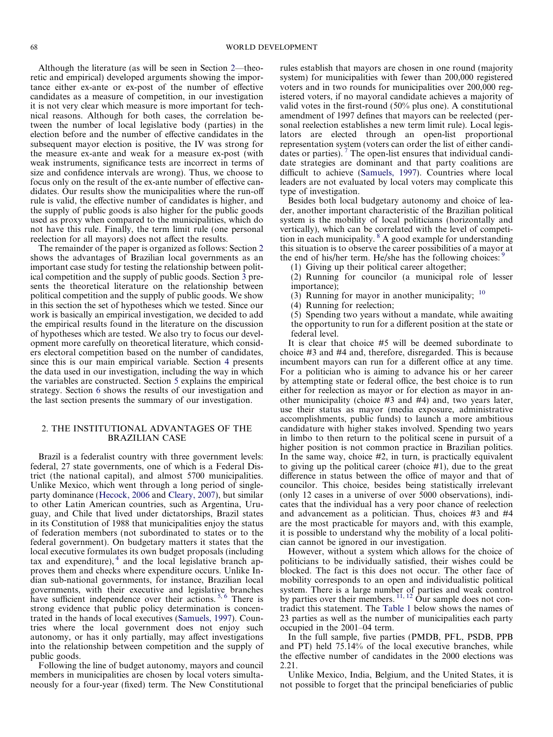Although the literature (as will be seen in Section 2—theoretic and empirical) developed arguments showing the importance either ex-ante or ex-post of the number of effective candidates as a measure of competition, in our investigation it is not very clear which measure is more important for technical reasons. Although for both cases, the correlation between the number of local legislative body (parties) in the election before and the number of effective candidates in the subsequent mayor election is positive, the IV was strong for the measure ex-ante and weak for a measure ex-post (with weak instruments, significance tests are incorrect in terms of size and confidence intervals are wrong). Thus, we choose to focus only on the result of the ex-ante number of effective candidates. Our results show the municipalities where the run-off rule is valid, the effective number of candidates is higher, and the supply of public goods is also higher for the public goods used as proxy when compared to the municipalities, which do not have this rule. Finally, the term limit rule (one personal reelection for all mayors) does not affect the results.

The remainder of the paper is organized as follows: Section 2 shows the advantages of Brazilian local governments as an important case study for testing the relationship between political competition and the supply of public goods. Section 3 presents the theoretical literature on the relationship between political competition and the supply of public goods. We show in this section the set of hypotheses which we tested. Since our work is basically an empirical investigation, we decided to add the empirical results found in the literature on the discussion of hypotheses which are tested. We also try to focus our development more carefully on theoretical literature, which considers electoral competition based on the number of candidates, since this is our main empirical variable. Section 4 presents the data used in our investigation, including the way in which the variables are constructed. Section 5 explains the empirical strategy. Section 6 shows the results of our investigation and the last section presents the summary of our investigation.

## 2. THE INSTITUTIONAL ADVANTAGES OF THE BRAZILIAN CASE

Brazil is a federalist country with three government levels: federal, 27 state governments, one of which is a Federal District (the national capital), and almost 5700 municipalities. Unlike Mexico, which went through a long period of single-party dominance (Hecock, 2006 and Cleary, 2007), but similar to other Latin American countries, such as Argentina, Uruguay, and Chile that lived under dictatorships, Brazil states in its Constitution of 1988 that municipalities enjoy the status of federation members (not subordinated to states or to the federal government). On budgetary matters it states that the local executive formulates its own budget proposals (including tax and expenditure), [4] and the local legislative branch approves them and checks where expenditure occurs. Unlike Indian sub-national governments, for instance, Brazilian local governments, with their executive and legislative branches have sufficient independence over their actions. [5, 6] There is strong evidence that public policy determination is concentrated in the hands of local executives (Samuels, 1997). Countries where the local government does not enjoy such autonomy, or has it only partially, may affect investigations into the relationship between competition and the supply of public goods.

Following the line of budget autonomy, mayors and council members in municipalities are chosen by local voters simultaneously for a four-year (fixed) term. The New Constitutional rules establish that mayors are chosen in one round (majority system) for municipalities with fewer than 200,000 registered voters and in two rounds for municipalities over 200,000 registered voters, if no mayoral candidate achieves a majority of valid votes in the first-round (50% plus one). A constitutional amendment of 1997 defines that mayors can be reelected (personal reelection establishes a new term limit rule). Local legislators are elected through an open-list proportional representation system (voters can order the list of either candidates or parties). [7] The open-list ensures that individual candidate strategies are dominant and that party coalitions are difficult to achieve (Samuels, 1997). Countries where local leaders are not evaluated by local voters may complicate this type of investigation.

Besides both local budgetary autonomy and choice of leader, another important characteristic of the Brazilian political system is the mobility of local politicians (horizontally and vertically), which can be correlated with the level of competition in each municipality. [8] A good example for understanding this situation is to observe the career possibilities of a mayor at the end of his/her term. He/she has the following choices: [9]

(1) Giving up their political career altogether;

(2) Running for councilor (a municipal role of lesser importance);

(3) Running for mayor in another municipality; [10]

(4) Running for reelection;

(5) Spending two years without a mandate, while awaiting the opportunity to run for a different position at the state or federal level.

It is clear that choice #5 will be deemed subordinate to choice #3 and #4 and, therefore, disregarded. This is because incumbent mayors can run for a different office at any time. For a politician who is aiming to advance his or her career by attempting state or federal office, the best choice is to run either for reelection as mayor or for election as mayor in another municipality (choice #3 and #4) and, two years later, use their status as mayor (media exposure, administrative accomplishments, public funds) to launch a more ambitious candidature with higher stakes involved. Spending two years in limbo to then return to the political scene in pursuit of a higher position is not common practice in Brazilian politics. In the same way, choice #2, in turn, is practically equivalent to giving up the political career (choice #1), due to the great difference in status between the office of mayor and that of councilor. This choice, besides being statistically irrelevant (only 12 cases in a universe of over 5000 observations), indicates that the individual has a very poor chance of reelection and advancement as a politician. Thus, choices #3 and #4 are the most practicable for mayors and, with this example, it is possible to understand why the mobility of a local politician cannot be ignored in our investigation.

However, without a system which allows for the choice of politicians to be individually satisfied, their wishes could be blocked. The fact is this does not occur. The other face of mobility corresponds to an open and individualistic political system. There is a large number of parties and weak control by parties over their members. [11, 12] Our sample does not contradict this statement. The Table 1 below shows the names of 23 parties as well as the number of municipalities each party occupied in the 2001–04 term.

In the full sample, five parties (PMDB, PFL, PSDB, PPB and PT) held 75.14% of the local executive branches, while the effective number of candidates in the 2000 elections was 2.21.

Unlike Mexico, India, Belgium, and the United States, it is not possible to forget that the principal beneficiaries of public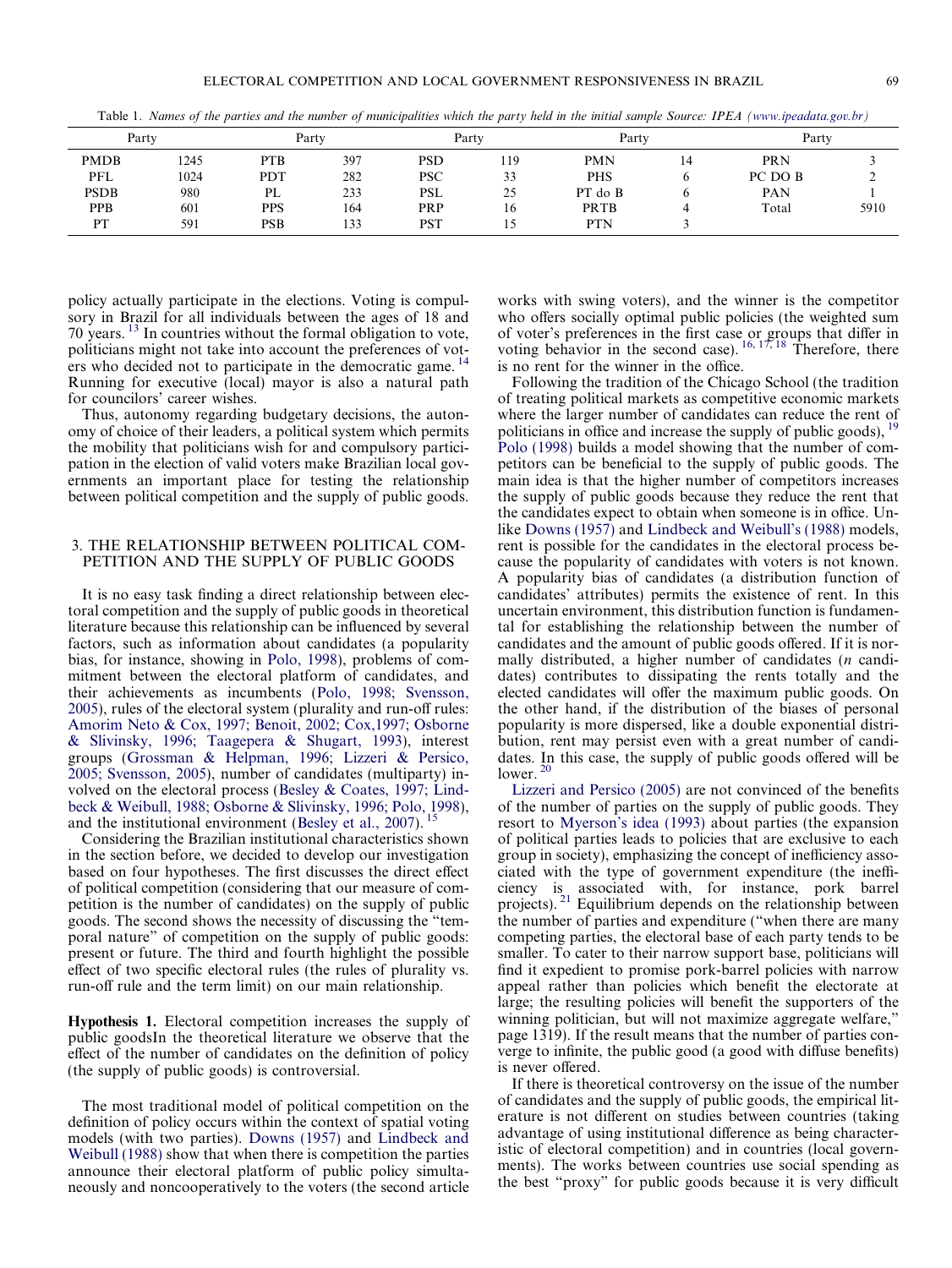Table 1. *Names of the parties and the number of municipalities which the party held in the initial sample Source: IPEA (www.ipeadata.gov.br)*

| Party | | Party | | Party | | Party | | Party | |
|---|---|---|---|---|---|---|---|---|---|
| PMDB | 1245 | PTB | 397 | PSD | 119 | PMN | 14 | PRN | 3 |
| PFL | 1024 | PDT | 282 | PSC | 33 | PHS | 6 | PC DO B | 2 |
| PSDB | 980 | PL | 233 | PSL | 25 | PT do B | 6 | PAN | 1 |
| PPB | 601 | PPS | 164 | PRP | 16 | PRTB | 4 | Total | 5910 |
| PT | 591 | PSB | 133 | PST | 15 | PTN | 3 | | |

policy actually participate in the elections. Voting is compulsory in Brazil for all individuals between the ages of 18 and 70 years.[13] In countries without the formal obligation to vote, politicians might not take into account the preferences of voters who decided not to participate in the democratic game.[14] Running for executive (local) mayor is also a natural path for councilors' career wishes.

Thus, autonomy regarding budgetary decisions, the autonomy of choice of their leaders, a political system which permits the mobility that politicians wish for and compulsory participation in the election of valid voters make Brazilian local governments an important place for testing the relationship between political competition and the supply of public goods.

## 3. THE RELATIONSHIP BETWEEN POLITICAL COMPETITION AND THE SUPPLY OF PUBLIC GOODS

It is no easy task finding a direct relationship between electoral competition and the supply of public goods in theoretical literature because this relationship can be influenced by several factors, such as information about candidates (a popularity bias, for instance, showing in Polo, 1998), problems of commitment between the electoral platform of candidates, and their achievements as incumbents (Polo, 1998; Svensson, 2005), rules of the electoral system (plurality and run-off rules: Amorim Neto & Cox, 1997; Benoit, 2002; Cox,1997; Osborne & Slivinsky, 1996; Taagepera & Shugart, 1993), interest groups (Grossman & Helpman, 1996; Lizzeri & Persico, 2005; Svensson, 2005), number of candidates (multiparty) involved on the electoral process (Besley & Coates, 1997; Lindbeck & Weibull, 1988; Osborne & Slivinsky, 1996; Polo, 1998), and the institutional environment (Besley et al., 2007).[15]

Considering the Brazilian institutional characteristics shown in the section before, we decided to develop our investigation based on four hypotheses. The first discusses the direct effect of political competition (considering that our measure of competition is the number of candidates) on the supply of public goods. The second shows the necessity of discussing the "temporal nature" of competition on the supply of public goods: present or future. The third and fourth highlight the possible effect of two specific electoral rules (the rules of plurality vs. run-off rule and the term limit) on our main relationship.

**Hypothesis 1.** Electoral competition increases the supply of public goodsIn the theoretical literature we observe that the effect of the number of candidates on the definition of policy (the supply of public goods) is controversial.

The most traditional model of political competition on the definition of policy occurs within the context of spatial voting models (with two parties). Downs (1957) and Lindbeck and Weibull (1988) show that when there is competition the parties announce their electoral platform of public policy simultaneously and noncooperatively to the voters (the second article works with swing voters), and the winner is the competitor who offers socially optimal public policies (the weighted sum of voter's preferences in the first case or groups that differ in voting behavior in the second case).[16, 17, 18] Therefore, there is no rent for the winner in the office.

Following the tradition of the Chicago School (the tradition of treating political markets as competitive economic markets where the larger number of candidates can reduce the rent of politicians in office and increase the supply of public goods),[19] Polo (1998) builds a model showing that the number of competitors can be beneficial to the supply of public goods. The main idea is that the higher number of competitors increases the supply of public goods because they reduce the rent that the candidates expect to obtain when someone is in office. Unlike Downs (1957) and Lindbeck and Weibull's (1988) models, rent is possible for the candidates in the electoral process because the popularity of candidates with voters is not known. A popularity bias of candidates (a distribution function of candidates' attributes) permits the existence of rent. In this uncertain environment, this distribution function is fundamental for establishing the relationship between the number of candidates and the amount of public goods offered. If it is normally distributed, a higher number of candidates ($n$ candidates) contributes to dissipating the rents totally and the elected candidates will offer the maximum public goods. On the other hand, if the distribution of the biases of personal popularity is more dispersed, like a double exponential distribution, rent may persist even with a great number of candidates. In this case, the supply of public goods offered will be lower.[20]

Lizzeri and Persico (2005) are not convinced of the benefits of the number of parties on the supply of public goods. They resort to Myerson's idea (1993) about parties (the expansion of political parties leads to policies that are exclusive to each group in society), emphasizing the concept of inefficiency associated with the type of government expenditure (the inefficiency is associated with, for instance, pork barrel projects).[21] Equilibrium depends on the relationship between the number of parties and expenditure ("when there are many competing parties, the electoral base of each party tends to be smaller. To cater to their narrow support base, politicians will find it expedient to promise pork-barrel policies with narrow appeal rather than policies which benefit the electorate at large; the resulting policies will benefit the supporters of the winning politician, but will not maximize aggregate welfare," page 1319). If the result means that the number of parties converge to infinite, the public good (a good with diffuse benefits) is never offered.

If there is theoretical controversy on the issue of the number of candidates and the supply of public goods, the empirical literature is not different on studies between countries (taking advantage of using institutional difference as being characteristic of electoral competition) and in countries (local governments). The works between countries use social spending as the best "proxy" for public goods because it is very difficult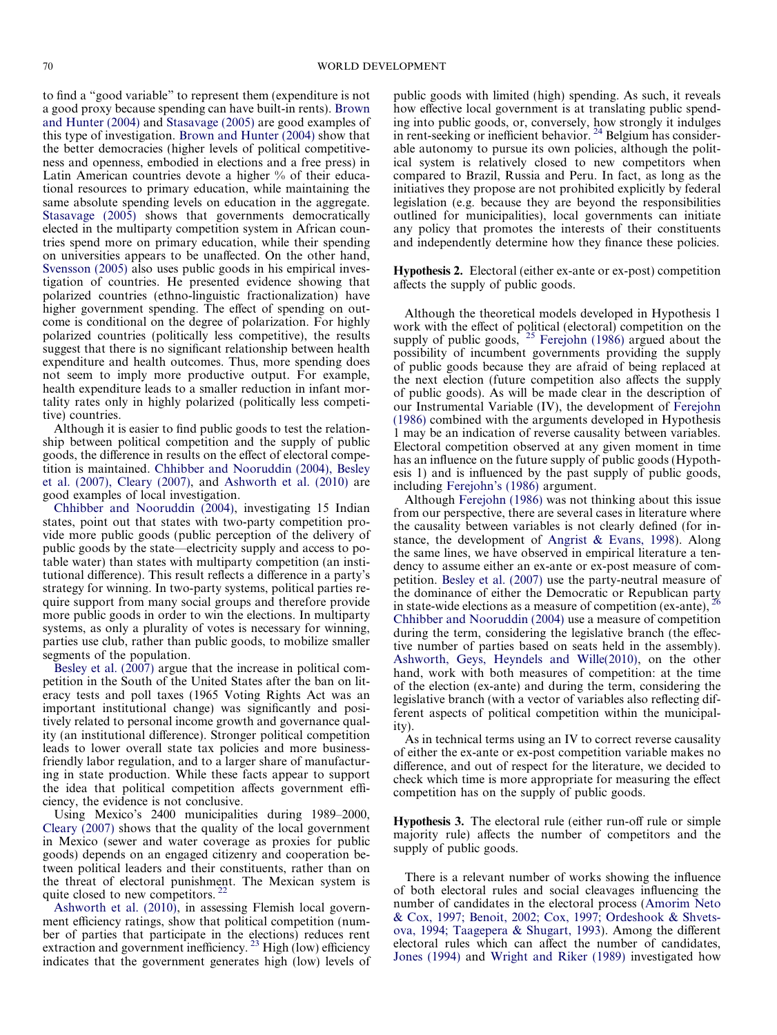to find a "good variable" to represent them (expenditure is not a good proxy because spending can have built-in rents). Brown and Hunter (2004) and Stasavage (2005) are good examples of this type of investigation. Brown and Hunter (2004) show that the better democracies (higher levels of political competitiveness and openness, embodied in elections and a free press) in Latin American countries devote a higher % of their educational resources to primary education, while maintaining the same absolute spending levels on education in the aggregate. Stasavage (2005) shows that governments democratically elected in the multiparty competition system in African countries spend more on primary education, while their spending on universities appears to be unaffected. On the other hand, Svensson (2005) also uses public goods in his empirical investigation of countries. He presented evidence showing that polarized countries (ethno-linguistic fractionalization) have higher government spending. The effect of spending on outcome is conditional on the degree of polarization. For highly polarized countries (politically less competitive), the results suggest that there is no significant relationship between health expenditure and health outcomes. Thus, more spending does not seem to imply more productive output. For example, health expenditure leads to a smaller reduction in infant mortality rates only in highly polarized (politically less competitive) countries.

Although it is easier to find public goods to test the relationship between political competition and the supply of public goods, the difference in results on the effect of electoral competition is maintained. Chhibber and Nooruddin (2004), Besley et al. (2007), Cleary (2007), and Ashworth et al. (2010) are good examples of local investigation.

Chhibber and Nooruddin (2004), investigating 15 Indian states, point out that states with two-party competition provide more public goods (public perception of the delivery of public goods by the state—electricity supply and access to potable water) than states with multiparty competition (an institutional difference). This result reflects a difference in a party's strategy for winning. In two-party systems, political parties require support from many social groups and therefore provide more public goods in order to win the elections. In multiparty systems, as only a plurality of votes is necessary for winning, parties use club, rather than public goods, to mobilize smaller segments of the population.

Besley et al. (2007) argue that the increase in political competition in the South of the United States after the ban on literacy tests and poll taxes (1965 Voting Rights Act was an important institutional change) was significantly and positively related to personal income growth and governance quality (an institutional difference). Stronger political competition leads to lower overall state tax policies and more business-friendly labor regulation, and to a larger share of manufacturing in state production. While these facts appear to support the idea that political competition affects government efficiency, the evidence is not conclusive.

Using Mexico's 2400 municipalities during 1989–2000, Cleary (2007) shows that the quality of the local government in Mexico (sewer and water coverage as proxies for public goods) depends on an engaged citizenry and cooperation between political leaders and their constituents, rather than on the threat of electoral punishment. The Mexican system is quite closed to new competitors. [22]

Ashworth et al. (2010), in assessing Flemish local government efficiency ratings, show that political competition (number of parties that participate in the elections) reduces rent extraction and government inefficiency. [23] High (low) efficiency indicates that the government generates high (low) levels of public goods with limited (high) spending. As such, it reveals how effective local government is at translating public spending into public goods, or, conversely, how strongly it indulges in rent-seeking or inefficient behavior. [24] Belgium has considerable autonomy to pursue its own policies, although the political system is relatively closed to new competitors when compared to Brazil, Russia and Peru. In fact, as long as the initiatives they propose are not prohibited explicitly by federal legislation (e.g. because they are beyond the responsibilities outlined for municipalities), local governments can initiate any policy that promotes the interests of their constituents and independently determine how they finance these policies.

**Hypothesis 2.** Electoral (either ex-ante or ex-post) competition affects the supply of public goods.

Although the theoretical models developed in Hypothesis 1 work with the effect of political (electoral) competition on the supply of public goods, [25] Ferejohn (1986) argued about the possibility of incumbent governments providing the supply of public goods because they are afraid of being replaced at the next election (future competition also affects the supply of public goods). As will be made clear in the description of our Instrumental Variable (IV), the development of Ferejohn (1986) combined with the arguments developed in Hypothesis 1 may be an indication of reverse causality between variables. Electoral competition observed at any given moment in time has an influence on the future supply of public goods (Hypothesis 1) and is influenced by the past supply of public goods, including Ferejohn's (1986) argument.

Although Ferejohn (1986) was not thinking about this issue from our perspective, there are several cases in literature where the causality between variables is not clearly defined (for instance, the development of Angrist & Evans, 1998). Along the same lines, we have observed in empirical literature a tendency to assume either an ex-ante or ex-post measure of competition. Besley et al. (2007) use the party-neutral measure of the dominance of either the Democratic or Republican party in state-wide elections as a measure of competition (ex-ante), [26] Chhibber and Nooruddin (2004) use a measure of competition during the term, considering the legislative branch (the effective number of parties based on seats held in the assembly). Ashworth, Geys, Heyndels and Wille(2010), on the other hand, work with both measures of competition: at the time of the election (ex-ante) and during the term, considering the legislative branch (with a vector of variables also reflecting different aspects of political competition within the municipality).

As in technical terms using an IV to correct reverse causality of either the ex-ante or ex-post competition variable makes no difference, and out of respect for the literature, we decided to check which time is more appropriate for measuring the effect competition has on the supply of public goods.

**Hypothesis 3.** The electoral rule (either run-off rule or simple majority rule) affects the number of competitors and the supply of public goods.

There is a relevant number of works showing the influence of both electoral rules and social cleavages influencing the number of candidates in the electoral process (Amorim Neto & Cox, 1997; Benoit, 2002; Cox, 1997; Ordeshook & Shvetsova, 1994; Taagepera & Shugart, 1993). Among the different electoral rules which can affect the number of candidates, Jones (1994) and Wright and Riker (1989) investigated how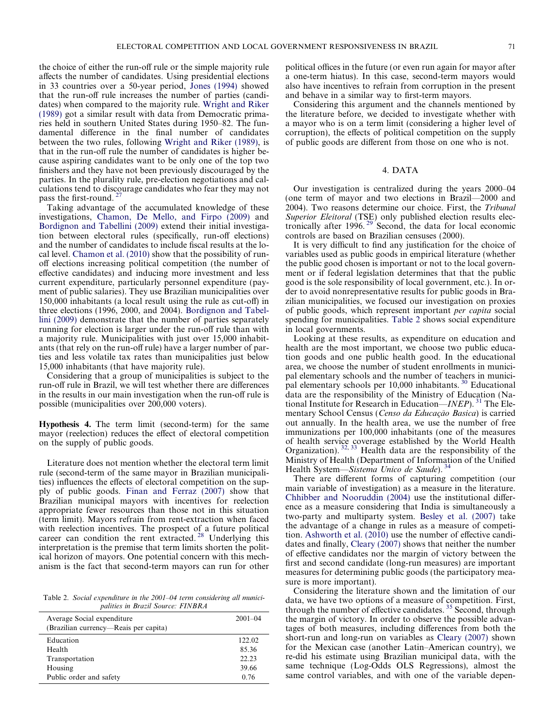the choice of either the run-off rule or the simple majority rule affects the number of candidates. Using presidential elections in 33 countries over a 50-year period, Jones (1994) showed that the run-off rule increases the number of parties (candidates) when compared to the majority rule. Wright and Riker (1989) got a similar result with data from Democratic primaries held in southern United States during 1950–82. The fundamental difference in the final number of candidates between the two rules, following Wright and Riker (1989), is that in the run-off rule the number of candidates is higher because aspiring candidates want to be only one of the top two finishers and they have not been previously discouraged by the parties. In the plurality rule, pre-election negotiations and calculations tend to discourage candidates who fear they may not pass the first-round. [27]

Taking advantage of the accumulated knowledge of these investigations, Chamon, De Mello, and Firpo (2009) and Bordignon and Tabellini (2009) extend their initial investigation between electoral rules (specifically, run-off elections) and the number of candidates to include fiscal results at the local level. Chamon et al. (2010) show that the possibility of run-off elections increasing political competition (the number of effective candidates) and inducing more investment and less current expenditure, particularly personnel expenditure (payment of public salaries). They use Brazilian municipalities over 150,000 inhabitants (a local result using the rule as cut-off) in three elections (1996, 2000, and 2004). Bordignon and Tabellini (2009) demonstrate that the number of parties separately running for election is larger under the run-off rule than with a majority rule. Municipalities with just over 15,000 inhabitants (that rely on the run-off rule) have a larger number of parties and less volatile tax rates than municipalities just below 15,000 inhabitants (that have majority rule).

Considering that a group of municipalities is subject to the run-off rule in Brazil, we will test whether there are differences in the results in our main investigation when the run-off rule is possible (municipalities over 200,000 voters).

**Hypothesis 4.** The term limit (second-term) for the same mayor (reelection) reduces the effect of electoral competition on the supply of public goods.

Literature does not mention whether the electoral term limit rule (second-term of the same mayor in Brazilian municipalities) influences the effects of electoral competition on the supply of public goods. Finan and Ferraz (2007) show that Brazilian municipal mayors with incentives for reelection appropriate fewer resources than those not in this situation (term limit). Mayors refrain from rent-extraction when faced with reelection incentives. The prospect of a future political career can condition the rent extracted. [28] Underlying this interpretation is the premise that term limits shorten the political horizon of mayors. One potential concern with this mechanism is the fact that second-term mayors can run for other political offices in the future (or even run again for mayor after a one-term hiatus). In this case, second-term mayors would also have incentives to refrain from corruption in the present and behave in a similar way to first-term mayors.

Considering this argument and the channels mentioned by the literature before, we decided to investigate whether with a mayor who is on a term limit (considering a higher level of corruption), the effects of political competition on the supply of public goods are different from those on one who is not.

## 4. DATA

Our investigation is centralized during the years 2000–04 (one term of mayor and two elections in Brazil—2000 and 2004). Two reasons determine our choice. First, the *Tribunal Superior Eleitoral* (TSE) only published election results electronically after 1996. [29] Second, the data for local economic controls are based on Brazilian censuses (2000).

It is very difficult to find any justification for the choice of variables used as public goods in empirical literature (whether the public good chosen is important or not to the local government or if federal legislation determines that that the public good is the sole responsibility of local government, etc.). In order to avoid nonrepresentative results for public goods in Brazilian municipalities, we focused our investigation on proxies of public goods, which represent important *per capita* social spending for municipalities. Table 2 shows social expenditure in local governments.

Table 2. *Social expenditure in the 2001–04 term considering all municipalities in Brazil Source: FINBRA*

| Average Social expenditure (Brazilian currency—Reais per capita) | 2001–04 |
|---|---|
| Education | 122.02 |
| Health | 85.36 |
| Transportation | 22.23 |
| Housing | 39.66 |
| Public order and safety | 0.76 |

Looking at these results, as expenditure on education and health are the most important, we choose two public education goods and one public health good. In the educational area, we choose the number of student enrollments in municipal elementary schools and the number of teachers in municipal elementary schools per 10,000 inhabitants. [30] Educational data are the responsibility of the Ministry of Education (National Institute for Research in Education—*INEP*). [31] The Elementary School Census (*Censo da Educação Basica*) is carried out annually. In the health area, we use the number of free immunizations per 100,000 inhabitants (one of the measures of health service coverage established by the World Health Organization). [32, 33] Health data are the responsibility of the Ministry of Health (Department of Information of the Unified Health System—*Sistema Unico de Saude*). [34]

There are different forms of capturing competition (our main variable of investigation) as a measure in the literature. Chhibber and Nooruddin (2004) use the institutional difference as a measure considering that India is simultaneously a two-party and multiparty system. Besley et al. (2007) take the advantage of a change in rules as a measure of competition. Ashworth et al. (2010) use the number of effective candidates and finally, Cleary (2007) shows that neither the number of effective candidates nor the margin of victory between the first and second candidate (long-run measures) are important measures for determining public goods (the participatory measure is more important).

Considering the literature shown and the limitation of our data, we have two options of a measure of competition. First, through the number of effective candidates. [35] Second, through the margin of victory. In order to observe the possible advantages of both measures, including differences from both the short-run and long-run on variables as Cleary (2007) shown for the Mexican case (another Latin–American country), we re-did his estimate using Brazilian municipal data, with the same technique (Log-Odds OLS Regressions), almost the same control variables, and with one of the variable depen-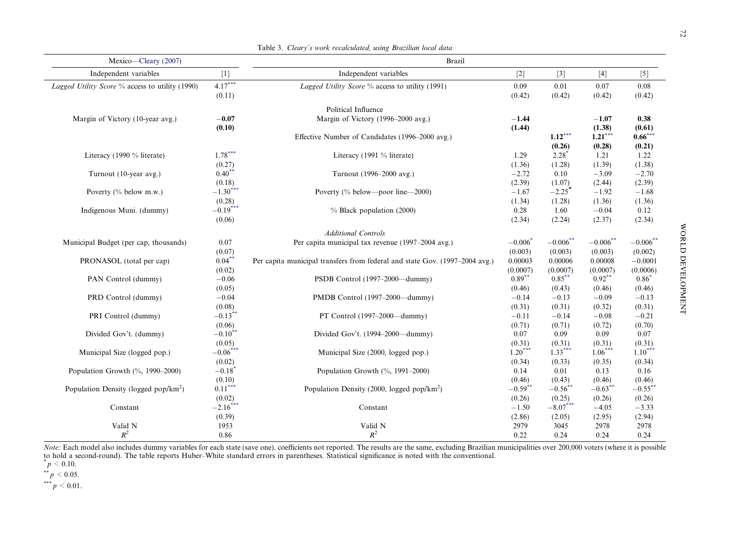Table 3. *Cleary's work recalculated, using Brazilian local data*

| Mexico—Cleary (2007) | | Brazil | | | | |
|---|---|---|---|---|---|---|
| Independent variables | [1] | Independent variables | [2] | [3] | [4] | [5] |
| *Lagged Utility Score* % access to utility (1990) | 4.17*** | *Lagged Utility Score* % access to utility (1991) | 0.09 | 0.01 | 0.07 | 0.08 |
| | (0.11) | | (0.42) | (0.42) | (0.42) | (0.42) |
| | | Political Influence | | | | |
| Margin of Victory (10-year avg.) | **−0.07** | Margin of Victory (1996–2000 avg.) | **−1.44** | | **−1.07** | **0.38** |
| | **(0.10)** | | **(1.44)** | | **(1.38)** | **(0.61)** |
| | | Effective Number of Candidates (1996–2000 avg.) | | **1.12*** ** | **1.21*** ** | **0.66*** ** |
| | | | | **(0.26)** | **(0.28)** | **(0.21)** |
| Literacy (1990 % literate) | 1.78*** | Literacy (1991 % literate) | 1.29 | 2.28* | 1.21 | 1.22 |
| | (0.27) | | (1.36) | (1.28) | (1.39) | (1.38) |
| Turnout (10-year avg.) | 0.40** | Turnout (1996–2000 avg.) | −2.72 | 0.10 | −3.09 | −2.70 |
| | (0.18) | | (2.39) | (1.07) | (2.44) | (2.39) |
| Poverty (% below m.w.) | −1.30*** | Poverty (% below—poor line—2000) | −1.67 | −2.25* | −1.92 | −1.68 |
| | (0.28) | | (1.34) | (1.28) | (1.36) | (1.36) |
| Indigenous Muni. (dummy) | −0.19*** | % Black population (2000) | 0.28 | 1.60 | −0.04 | 0.12 |
| | (0.06) | | (2.34) | (2.24) | (2.37) | (2.34) |
| | | *Additional Controls* | | | | |
| Municipal Budget (per cap, thousands) | 0.07 | Per capita municipal tax revenue (1997–2004 avg.) | −0.006* | −0.006** | −0.006** | −0.006** |
| | (0.07) | | (0.003) | (0.003) | (0.003) | (0.002) |
| PRONASOL (total per cap) | 0.04** | Per capita municipal transfers from federal and state Gov. (1997–2004 avg.) | 0.00003 | 0.00006 | 0.00008 | −0.0001 |
| | (0.02) | | (0.0007) | (0.0007) | (0.0007) | (0.0006) |
| PAN Control (dummy) | −0.06 | PSDB Control (1997–2000—dummy) | 0.89** | 0.85** | 0.92** | 0.86* |
| | (0.05) | | (0.46) | (0.43) | (0.46) | (0.46) |
| PRD Control (dummy) | −0.04 | PMDB Control (1997–2000—dummy) | −0.14 | −0.13 | −0.09 | −0.13 |
| | (0.08) | | (0.31) | (0.31) | (0.32) | (0.31) |
| PRI Control (dummy) | −0.13** | PT Control (1997–2000—dummy) | −0.11 | −0.14 | −0.08 | −0.21 |
| | (0.06) | | (0.71) | (0.71) | (0.72) | (0.70) |
| Divided Gov't. (dummy) | −0.10** | Divided Gov't. (1994–2000—dummy) | 0.07 | 0.09 | 0.09 | 0.07 |
| | (0.05) | | (0.31) | (0.31) | (0.31) | (0.31) |
| Municipal Size (logged pop.) | −0.06*** | Municipal Size (2000, logged pop.) | 1.20*** | 1.33*** | 1.06*** | 1.10*** |
| | (0.02) | | (0.34) | (0.33) | (0.35) | (0.34) |
| Population Growth (%, 1990–2000) | −0.18* | Population Growth (%, 1991–2000) | 0.14 | 0.01 | 0.13 | 0.16 |
| | (0.10) | | (0.46) | (0.43) | (0.46) | (0.46) |
| Population Density (logged pop/km$^2$) | 0.11*** | Population Density (2000, logged pop/km$^2$) | −0.59** | −0.56** | −0.63** | −0.55** |
| | (0.02) | | (0.26) | (0.25) | (0.26) | (0.26) |
| Constant | −2.16*** | Constant | −1.50 | −8.07*** | −4.05 | −3.33 |
| | (0.39) | | (2.86) | (2.05) | (2.95) | (2.94) |
| Valid N | 1953 | Valid N | 2979 | 3045 | 2978 | 2978 |
| $R^2$ | 0.86 | $R^2$ | 0.22 | 0.24 | 0.24 | 0.24 |

*Note:* Each model also includes dummy variables for each state (save one), coefficients not reported. The results are the same, excluding Brazilian municipalities over 200,000 voters (where it is possible to hold a second-round). The table reports Huber–White standard errors in parentheses. Statistical significance is noted with the conventional.

\* $p < 0.10$.

\*\* $p < 0.05$.

\*\*\* $p < 0.01$.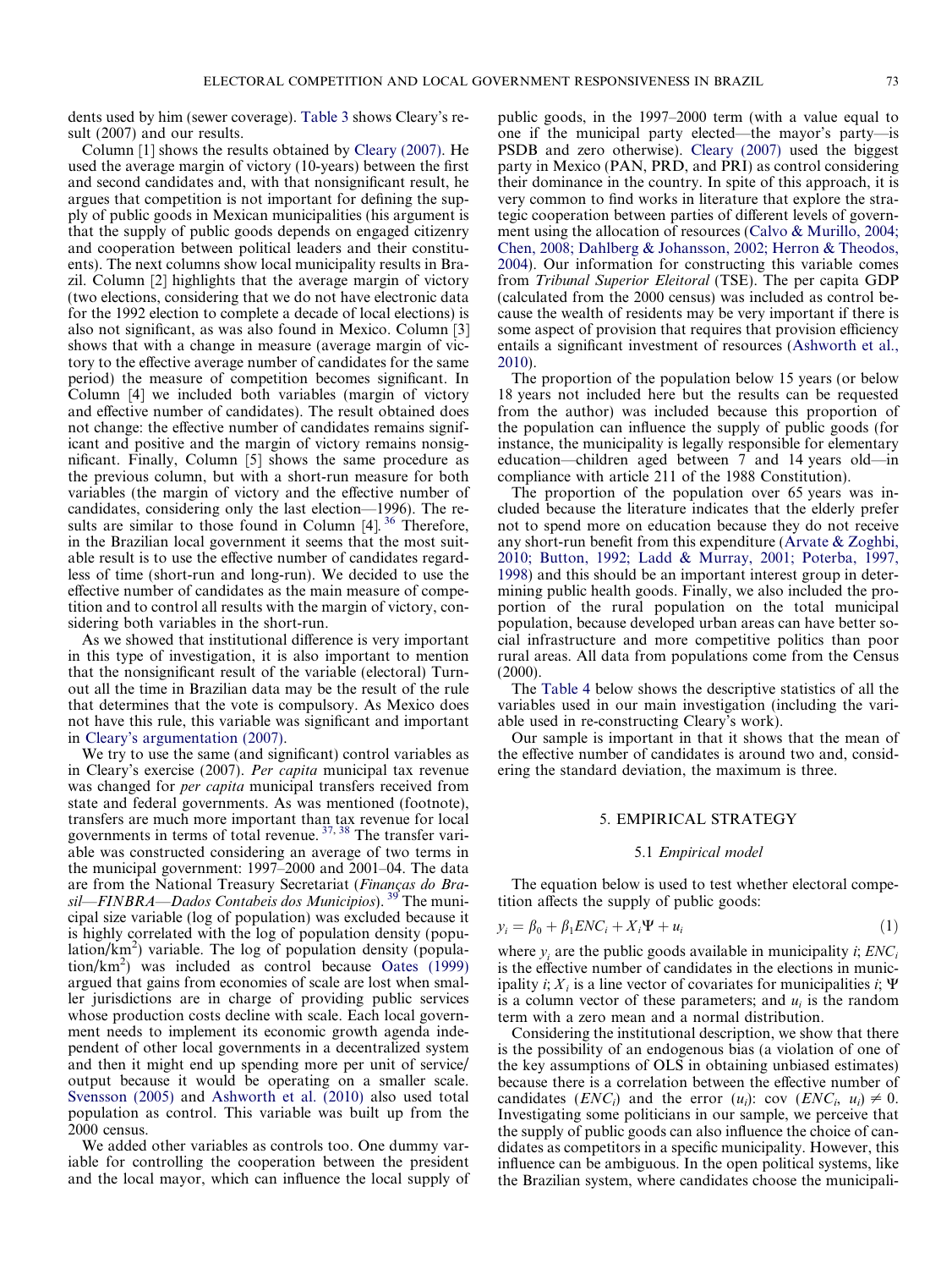dents used by him (sewer coverage). Table 3 shows Cleary's result (2007) and our results.

Column [1] shows the results obtained by Cleary (2007). He used the average margin of victory (10-years) between the first and second candidates and, with that nonsignificant result, he argues that competition is not important for defining the supply of public goods in Mexican municipalities (his argument is that the supply of public goods depends on engaged citizenry and cooperation between political leaders and their constituents). The next columns show local municipality results in Brazil. Column [2] highlights that the average margin of victory (two elections, considering that we do not have electronic data for the 1992 election to complete a decade of local elections) is also not significant, as was also found in Mexico. Column [3] shows that with a change in measure (average margin of victory to the effective average number of candidates for the same period) the measure of competition becomes significant. In Column [4] we included both variables (margin of victory and effective number of candidates). The result obtained does not change: the effective number of candidates remains significant and positive and the margin of victory remains nonsignificant. Finally, Column [5] shows the same procedure as the previous column, but with a short-run measure for both variables (the margin of victory and the effective number of candidates, considering only the last election—1996). The results are similar to those found in Column [4]. [36] Therefore, in the Brazilian local government it seems that the most suitable result is to use the effective number of candidates regardless of time (short-run and long-run). We decided to use the effective number of candidates as the main measure of competition and to control all results with the margin of victory, considering both variables in the short-run.

As we showed that institutional difference is very important in this type of investigation, it is also important to mention that the nonsignificant result of the variable (electoral) Turnout all the time in Brazilian data may be the result of the rule that determines that the vote is compulsory. As Mexico does not have this rule, this variable was significant and important in Cleary's argumentation (2007).

We try to use the same (and significant) control variables as in Cleary's exercise (2007). *Per capita* municipal tax revenue was changed for *per capita* municipal transfers received from state and federal governments. As was mentioned (footnote), transfers are much more important than tax revenue for local governments in terms of total revenue. [37, 38] The transfer variable was constructed considering an average of two terms in the municipal government: 1997–2000 and 2001–04. The data are from the National Treasury Secretariat (*Finanças do Brasil—FINBRA—Dados Contabeis dos Municipios*). [39] The municipal size variable (log of population) was excluded because it is highly correlated with the log of population density (population/km$^2$) variable. The log of population density (population/km$^2$) was included as control because Oates (1999) argued that gains from economies of scale are lost when smaller jurisdictions are in charge of providing public services whose production costs decline with scale. Each local government needs to implement its economic growth agenda independent of other local governments in a decentralized system and then it might end up spending more per unit of service/output because it would be operating on a smaller scale. Svensson (2005) and Ashworth et al. (2010) also used total population as control. This variable was built up from the 2000 census.

We added other variables as controls too. One dummy variable for controlling the cooperation between the president and the local mayor, which can influence the local supply of public goods, in the 1997–2000 term (with a value equal to one if the municipal party elected—the mayor's party—is PSDB and zero otherwise). Cleary (2007) used the biggest party in Mexico (PAN, PRD, and PRI) as control considering their dominance in the country. In spite of this approach, it is very common to find works in literature that explore the strategic cooperation between parties of different levels of government using the allocation of resources (Calvo & Murillo, 2004; Chen, 2008; Dahlberg & Johansson, 2002; Herron & Theodos, 2004). Our information for constructing this variable comes from *Tribunal Superior Eleitoral* (TSE). The per capita GDP (calculated from the 2000 census) was included as control because the wealth of residents may be very important if there is some aspect of provision that requires that provision efficiency entails a significant investment of resources (Ashworth et al., 2010).

The proportion of the population below 15 years (or below 18 years not included here but the results can be requested from the author) was included because this proportion of the population can influence the supply of public goods (for instance, the municipality is legally responsible for elementary education—children aged between 7 and 14 years old—in compliance with article 211 of the 1988 Constitution).

The proportion of the population over 65 years was included because the literature indicates that the elderly prefer not to spend more on education because they do not receive any short-run benefit from this expenditure (Arvate & Zoghbi, 2010; Button, 1992; Ladd & Murray, 2001; Poterba, 1997, 1998) and this should be an important interest group in determining public health goods. Finally, we also included the proportion of the rural population on the total municipal population, because developed urban areas can have better social infrastructure and more competitive politics than poor rural areas. All data from populations come from the Census (2000).

The Table 4 below shows the descriptive statistics of all the variables used in our main investigation (including the variable used in re-constructing Cleary's work).

Our sample is important in that it shows that the mean of the effective number of candidates is around two and, considering the standard deviation, the maximum is three.

## 5. EMPIRICAL STRATEGY

### 5.1 *Empirical model*

The equation below is used to test whether electoral competition affects the supply of public goods:

$$y_i = \beta_0 + \beta_1 ENC_i + X_i\Psi + u_i \tag{1}$$

where $y_i$ are the public goods available in municipality *i*; $ENC_i$ is the effective number of candidates in the elections in municipality *i*; $X_i$ is a line vector of covariates for municipalities *i*; $\Psi$ is a column vector of these parameters; and $u_i$ is the random term with a zero mean and a normal distribution.

Considering the institutional description, we show that there is the possibility of an endogenous bias (a violation of one of the key assumptions of OLS in obtaining unbiased estimates) because there is a correlation between the effective number of candidates ($ENC_i$) and the error ($u_i$): cov ($ENC_i$, $u_i$) $\neq 0$. Investigating some politicians in our sample, we perceive that the supply of public goods can also influence the choice of candidates as competitors in a specific municipality. However, this influence can be ambiguous. In the open political systems, like the Brazilian system, where candidates choose the municipali-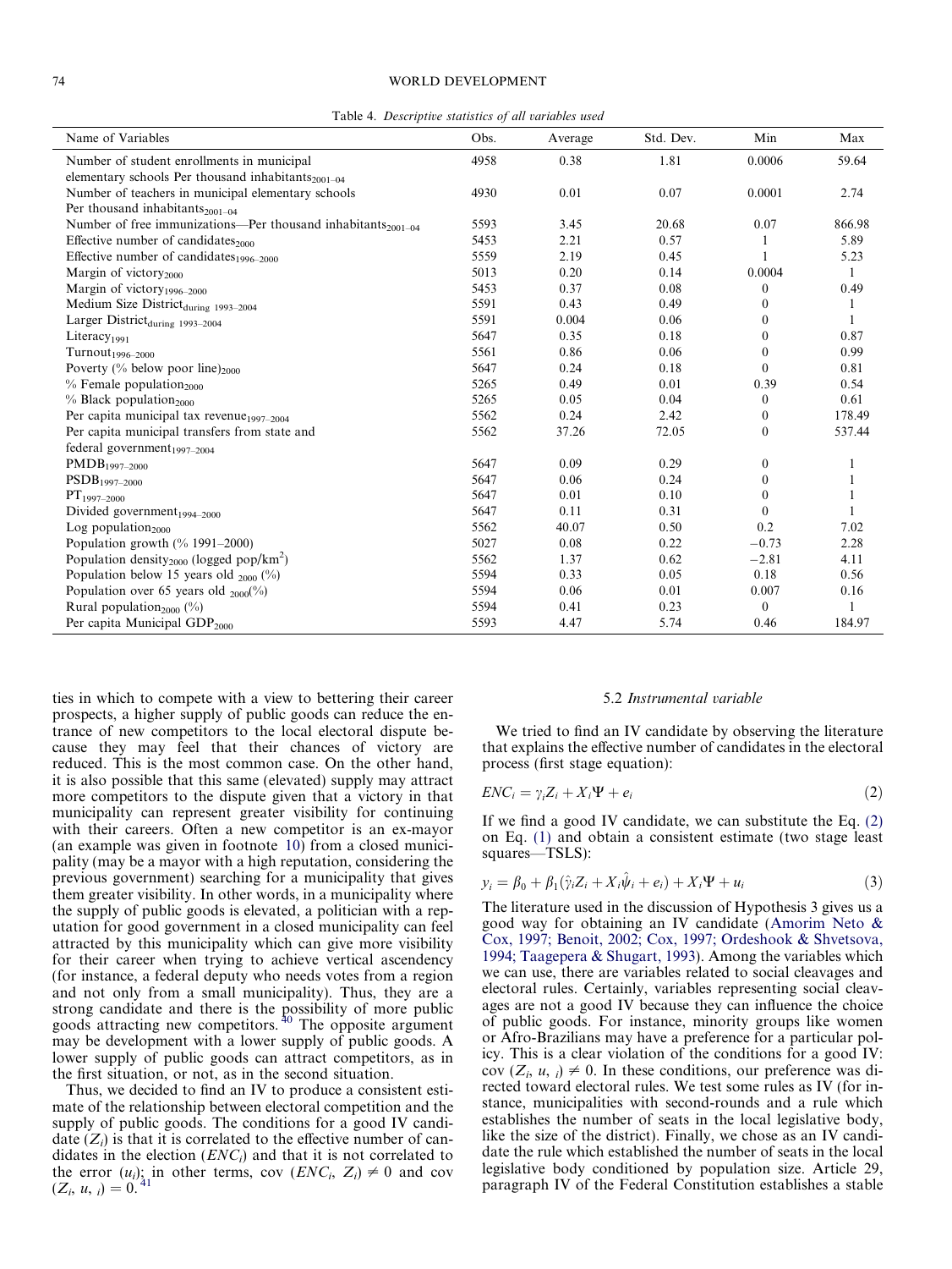Table 4. *Descriptive statistics of all variables used*

| Name of Variables | Obs. | Average | Std. Dev. | Min | Max |
|---|---|---|---|---|---|
| Number of student enrollments in municipal elementary schools Per thousand inhabitants$_{2001–04}$ | 4958 | 0.38 | 1.81 | 0.0006 | 59.64 |
| Number of teachers in municipal elementary schools Per thousand inhabitants$_{2001–04}$ | 4930 | 0.01 | 0.07 | 0.0001 | 2.74 |
| Number of free immunizations—Per thousand inhabitants$_{2001–04}$ | 5593 | 3.45 | 20.68 | 0.07 | 866.98 |
| Effective number of candidates$_{2000}$ | 5453 | 2.21 | 0.57 | 1 | 5.89 |
| Effective number of candidates$_{1996–2000}$ | 5559 | 2.19 | 0.45 | 1 | 5.23 |
| Margin of victory$_{2000}$ | 5013 | 0.20 | 0.14 | 0.0004 | 1 |
| Margin of victory$_{1996–2000}$ | 5453 | 0.37 | 0.08 | 0 | 0.49 |
| Medium Size District$_{\text{during 1993–2004}}$ | 5591 | 0.43 | 0.49 | 0 | 1 |
| Larger District$_{\text{during 1993–2004}}$ | 5591 | 0.004 | 0.06 | 0 | 1 |
| Literacy$_{1991}$ | 5647 | 0.35 | 0.18 | 0 | 0.87 |
| Turnout$_{1996–2000}$ | 5561 | 0.86 | 0.06 | 0 | 0.99 |
| Poverty (% below poor line)$_{2000}$ | 5647 | 0.24 | 0.18 | 0 | 0.81 |
| % Female population$_{2000}$ | 5265 | 0.49 | 0.01 | 0.39 | 0.54 |
| % Black population$_{2000}$ | 5265 | 0.05 | 0.04 | 0 | 0.61 |
| Per capita municipal tax revenue$_{1997–2004}$ | 5562 | 0.24 | 2.42 | 0 | 178.49 |
| Per capita municipal transfers from state and federal government$_{1997–2004}$ | 5562 | 37.26 | 72.05 | 0 | 537.44 |
| PMDB$_{1997–2000}$ | 5647 | 0.09 | 0.29 | 0 | 1 |
| PSDB$_{1997–2000}$ | 5647 | 0.06 | 0.24 | 0 | 1 |
| PT$_{1997–2000}$ | 5647 | 0.01 | 0.10 | 0 | 1 |
| Divided government$_{1994–2000}$ | 5647 | 0.11 | 0.31 | 0 | 1 |
| Log population$_{2000}$ | 5562 | 40.07 | 0.50 | 0.2 | 7.02 |
| Population growth (% 1991–2000) | 5027 | 0.08 | 0.22 | −0.73 | 2.28 |
| Population density$_{2000}$ (logged pop/km$^2$) | 5562 | 1.37 | 0.62 | −2.81 | 4.11 |
| Population below 15 years old $_{2000}$ (%) | 5594 | 0.33 | 0.05 | 0.18 | 0.56 |
| Population over 65 years old $_{2000}$(%) | 5594 | 0.06 | 0.01 | 0.007 | 0.16 |
| Rural population$_{2000}$ (%) | 5594 | 0.41 | 0.23 | 0 | 1 |
| Per capita Municipal GDP$_{2000}$ | 5593 | 4.47 | 5.74 | 0.46 | 184.97 |

ties in which to compete with a view to bettering their career prospects, a higher supply of public goods can reduce the entrance of new competitors to the local electoral dispute because they may feel that their chances of victory are reduced. This is the most common case. On the other hand, it is also possible that this same (elevated) supply may attract more competitors to the dispute given that a victory in that municipality can represent greater visibility for continuing with their careers. Often a new competitor is an ex-mayor (an example was given in footnote 10) from a closed municipality (may be a mayor with a high reputation, considering the previous government) searching for a municipality that gives them greater visibility. In other words, in a municipality where the supply of public goods is elevated, a politician with a reputation for good government in a closed municipality can feel attracted by this municipality which can give more visibility for their career when trying to achieve vertical ascendency (for instance, a federal deputy who needs votes from a region and not only from a small municipality). Thus, they are a strong candidate and there is the possibility of more public goods attracting new competitors.[40] The opposite argument may be development with a lower supply of public goods. A lower supply of public goods can attract competitors, as in the first situation, or not, as in the second situation.

Thus, we decided to find an IV to produce a consistent estimate of the relationship between electoral competition and the supply of public goods. The conditions for a good IV candidate ($Z_i$) is that it is correlated to the effective number of candidates in the election ($ENC_i$) and that it is not correlated to the error ($u_i$); in other terms, cov ($ENC_i$, $Z_i$) $\neq 0$ and cov ($Z_i$, $u$, $_i$) $= 0$.[41]

### 5.2 *Instrumental variable*

We tried to find an IV candidate by observing the literature that explains the effective number of candidates in the electoral process (first stage equation):

$$ENC_i = \gamma_i Z_i + X_i \Psi + e_i \tag{2}$$

If we find a good IV candidate, we can substitute the Eq. (2) on Eq. (1) and obtain a consistent estimate (two stage least squares—TSLS):

$$y_i = \beta_0 + \beta_1(\hat{\gamma}_i Z_i + X_i \hat{\psi}_i + e_i) + X_i \Psi + u_i \tag{3}$$

The literature used in the discussion of Hypothesis 3 gives us a good way for obtaining an IV candidate (Amorim Neto & Cox, 1997; Benoit, 2002; Cox, 1997; Ordeshook & Shvetsova, 1994; Taagepera & Shugart, 1993). Among the variables which we can use, there are variables related to social cleavages and electoral rules. Certainly, variables representing social cleavages are not a good IV because they can influence the choice of public goods. For instance, minority groups like women or Afro-Brazilians may have a preference for a particular policy. This is a clear violation of the conditions for a good IV: cov ($Z_i$, $u$, $_i$) $\neq 0$. In these conditions, our preference was directed toward electoral rules. We test some rules as IV (for instance, municipalities with second-rounds and a rule which establishes the number of seats in the local legislative body, like the size of the district). Finally, we chose as an IV candidate the rule which established the number of seats in the local legislative body conditioned by population size. Article 29, paragraph IV of the Federal Constitution establishes a stable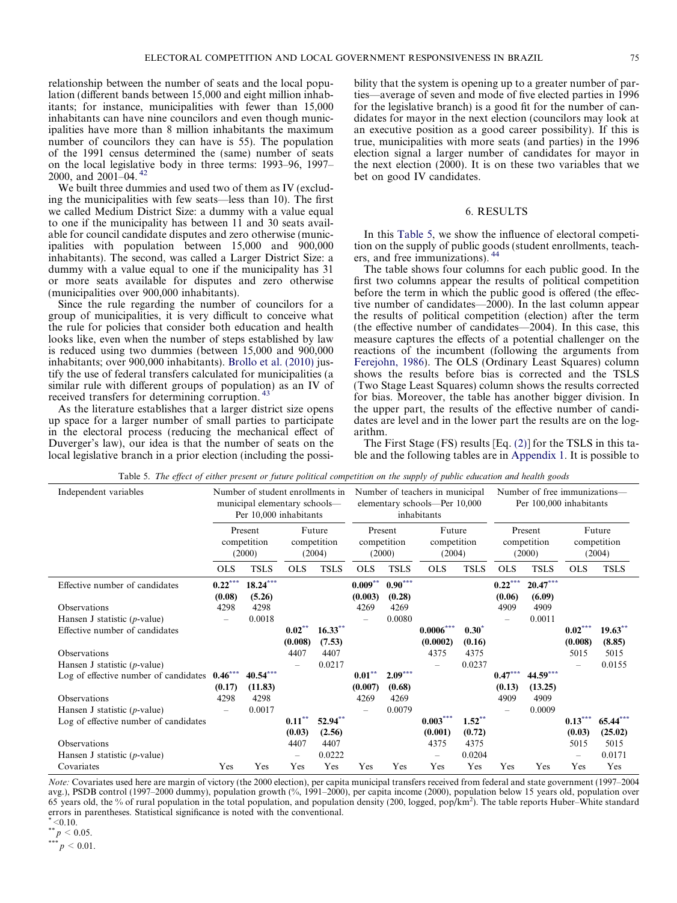relationship between the number of seats and the local population (different bands between 15,000 and eight million inhabitants; for instance, municipalities with fewer than 15,000 inhabitants can have nine councilors and even though municipalities have more than 8 million inhabitants the maximum number of councilors they can have is 55). The population of the 1991 census determined the (same) number of seats on the local legislative body in three terms: 1993–96, 1997–2000, and 2001–04. [42]

We built three dummies and used two of them as IV (excluding the municipalities with few seats—less than 10). The first we called Medium District Size: a dummy with a value equal to one if the municipality has between 11 and 30 seats available for council candidate disputes and zero otherwise (municipalities with population between 15,000 and 900,000 inhabitants). The second, was called a Larger District Size: a dummy with a value equal to one if the municipality has 31 or more seats available for disputes and zero otherwise (municipalities over 900,000 inhabitants).

Since the rule regarding the number of councilors for a group of municipalities, it is very difficult to conceive what the rule for policies that consider both education and health looks like, even when the number of steps established by law is reduced using two dummies (between 15,000 and 900,000 inhabitants; over 900,000 inhabitants). Brollo et al. (2010) justify the use of federal transfers calculated for municipalities (a similar rule with different groups of population) as an IV of received transfers for determining corruption. [43]

As the literature establishes that a larger district size opens up space for a larger number of small parties to participate in the electoral process (reducing the mechanical effect of Duverger's law), our idea is that the number of seats on the local legislative branch in a prior election (including the possibility that the system is opening up to a greater number of parties—average of seven and mode of five elected parties in 1996 for the legislative branch) is a good fit for the number of candidates for mayor in the next election (councilors may look at an executive position as a good career possibility). If this is true, municipalities with more seats (and parties) in the 1996 election signal a larger number of candidates for mayor in the next election (2000). It is on these two variables that we bet on good IV candidates.

## 6. RESULTS

In this Table 5, we show the influence of electoral competition on the supply of public goods (student enrollments, teachers, and free immunizations). [44]

The table shows four columns for each public good. In the first two columns appear the results of political competition before the term in which the public good is offered (the effective number of candidates—2000). In the last column appear the results of political competition (election) after the term (the effective number of candidates—2004). In this case, this measure captures the effects of a potential challenger on the reactions of the incumbent (following the arguments from Ferejohn, 1986). The OLS (Ordinary Least Squares) column shows the results before bias is corrected and the TSLS (Two Stage Least Squares) column shows the results corrected for bias. Moreover, the table has another bigger division. In the upper part, the results of the effective number of candidates are level and in the lower part the results are on the logarithm.

The First Stage (FS) results [Eq. (2)] for the TSLS in this table and the following tables are in Appendix 1. It is possible to

Table 5. *The effect of either present or future political competition on the supply of public education and health goods*

| Independent variables | Number of student enrollments in municipal elementary schools—Per 10,000 inhabitants | | | | Number of teachers in municipal elementary schools—Per 10,000 inhabitants | | | | Number of free immunizations—Per 100,000 inhabitants | | | |
|---|---|---|---|---|---|---|---|---|---|---|---|---|
| | Present competition (2000) | | Future competition (2004) | | Present competition (2000) | | Future competition (2004) | | Present competition (2000) | | Future competition (2004) | |
| | OLS | TSLS | OLS | TSLS | OLS | TSLS | OLS | TSLS | OLS | TSLS | OLS | TSLS |
| Effective number of candidates | **0.22\*\*\*** | **18.24\*\*\*** | | | **0.009\*\*** | **0.90\*\*\*** | | | **0.22\*\*\*** | **20.47\*\*\*** | | |
| | **(0.08)** | **(5.26)** | | | **(0.003)** | **(0.28)** | | | **(0.06)** | **(6.09)** | | |
| Observations | 4298 | 4298 | | | 4269 | 4269 | | | 4909 | 4909 | | |
| Hansen J statistic (*p*-value) | – | 0.0018 | | | – | 0.0080 | | | – | 0.0011 | | |
| Effective number of candidates | | | **0.02\*\*** | **16.33\*\*** | | | **0.0006\*\*\*** | **0.30\*** | | | **0.02\*\*\*** | **19.63\*\*** |
| | | | **(0.008)** | **(7.53)** | | | **(0.0002)** | **(0.16)** | | | **(0.008)** | **(8.85)** |
| Observations | | | 4407 | 4407 | | | 4375 | 4375 | | | 5015 | 5015 |
| Hansen J statistic (*p*-value) | | | – | 0.0217 | | | – | 0.0237 | | | – | 0.0155 |
| Log of effective number of candidates | **0.46\*\*\*** | **40.54\*\*\*** | | | **0.01\*\*** | **2.09\*\*\*** | | | **0.47\*\*\*** | **44.59\*\*\*** | | |
| | **(0.17)** | **(11.83)** | | | **(0.007)** | **(0.68)** | | | **(0.13)** | **(13.25)** | | |
| Observations | 4298 | 4298 | | | 4269 | 4269 | | | 4909 | 4909 | | |
| Hansen J statistic (*p*-value) | – | 0.0017 | | | – | 0.0079 | | | – | 0.0009 | | |
| Log of effective number of candidates | | | **0.11\*\*** | **52.94\*\*** | | | **0.003\*\*\*** | **1.52\*\*** | | | **0.13\*\*\*** | **65.44\*\*\*** |
| | | | **(0.03)** | **(2.56)** | | | **(0.001)** | **(0.72)** | | | **(0.03)** | **(25.02)** |
| Observations | | | 4407 | 4407 | | | 4375 | 4375 | | | 5015 | 5015 |
| Hansen J statistic (*p*-value) | | | – | 0.0222 | | | – | 0.0204 | | | – | 0.0171 |
| Covariates | Yes | Yes | Yes | Yes | Yes | Yes | Yes | Yes | Yes | Yes | Yes | Yes |

*Note:* Covariates used here are margin of victory (the 2000 election), per capita municipal transfers received from federal and state government (1997–2004 avg.), PSDB control (1997–2000 dummy), population growth (%, 1991–2000), per capita income (2000), population below 15 years old, population over 65 years old, the % of rural population in the total population, and population density (200, logged, pop/km$^2$). The table reports Huber–White standard errors in parentheses. Statistical significance is noted with the conventional.

\* <0.10.

\*\* $p < 0.05$.

\*\*\* $p < 0.01$.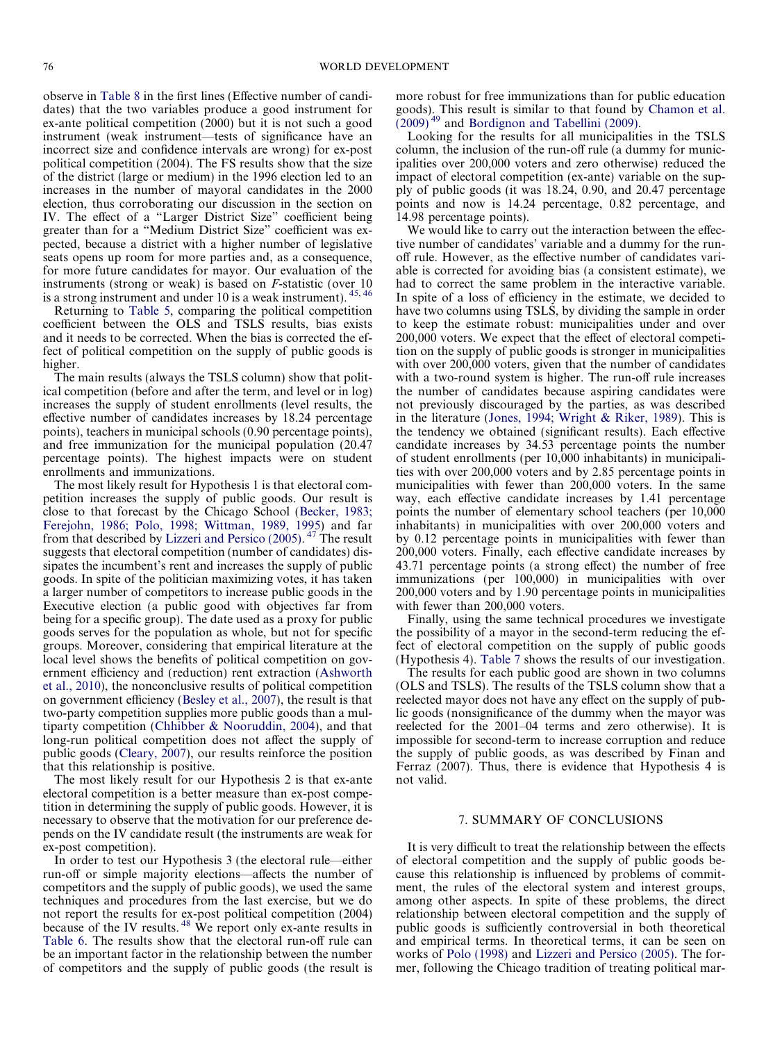observe in Table 8 in the first lines (Effective number of candidates) that the two variables produce a good instrument for ex-ante political competition (2000) but it is not such a good instrument (weak instrument—tests of significance have an incorrect size and confidence intervals are wrong) for ex-post political competition (2004). The FS results show that the size of the district (large or medium) in the 1996 election led to an increases in the number of mayoral candidates in the 2000 election, thus corroborating our discussion in the section on IV. The effect of a "Larger District Size" coefficient being greater than for a "Medium District Size" coefficient was expected, because a district with a higher number of legislative seats opens up room for more parties and, as a consequence, for more future candidates for mayor. Our evaluation of the instruments (strong or weak) is based on *F*-statistic (over 10 is a strong instrument and under 10 is a weak instrument). [45, 46]

Returning to Table 5, comparing the political competition coefficient between the OLS and TSLS results, bias exists and it needs to be corrected. When the bias is corrected the effect of political competition on the supply of public goods is higher.

The main results (always the TSLS column) show that political competition (before and after the term, and level or in log) increases the supply of student enrollments (level results, the effective number of candidates increases by 18.24 percentage points), teachers in municipal schools (0.90 percentage points), and free immunization for the municipal population (20.47 percentage points). The highest impacts were on student enrollments and immunizations.

The most likely result for Hypothesis 1 is that electoral competition increases the supply of public goods. Our result is close to that forecast by the Chicago School (Becker, 1983; Ferejohn, 1986; Polo, 1998; Wittman, 1989, 1995) and far from that described by Lizzeri and Persico (2005). [47] The result suggests that electoral competition (number of candidates) dissipates the incumbent's rent and increases the supply of public goods. In spite of the politician maximizing votes, it has taken a larger number of competitors to increase public goods in the Executive election (a public good with objectives far from being for a specific group). The date used as a proxy for public goods serves for the population as whole, but not for specific groups. Moreover, considering that empirical literature at the local level shows the benefits of political competition on government efficiency and (reduction) rent extraction (Ashworth et al., 2010), the nonconclusive results of political competition on government efficiency (Besley et al., 2007), the result is that two-party competition supplies more public goods than a multiparty competition (Chhibber & Nooruddin, 2004), and that long-run political competition does not affect the supply of public goods (Cleary, 2007), our results reinforce the position that this relationship is positive.

The most likely result for our Hypothesis 2 is that ex-ante electoral competition is a better measure than ex-post competition in determining the supply of public goods. However, it is necessary to observe that the motivation for our preference depends on the IV candidate result (the instruments are weak for ex-post competition).

In order to test our Hypothesis 3 (the electoral rule—either run-off or simple majority elections—affects the number of competitors and the supply of public goods), we used the same techniques and procedures from the last exercise, but we do not report the results for ex-post political competition (2004) because of the IV results. [48] We report only ex-ante results in Table 6. The results show that the electoral run-off rule can be an important factor in the relationship between the number of competitors and the supply of public goods (the result is more robust for free immunizations than for public education goods). This result is similar to that found by Chamon et al. (2009) [49] and Bordignon and Tabellini (2009).

Looking for the results for all municipalities in the TSLS column, the inclusion of the run-off rule (a dummy for municipalities over 200,000 voters and zero otherwise) reduced the impact of electoral competition (ex-ante) variable on the supply of public goods (it was 18.24, 0.90, and 20.47 percentage points and now is 14.24 percentage, 0.82 percentage, and 14.98 percentage points).

We would like to carry out the interaction between the effective number of candidates' variable and a dummy for the run-off rule. However, as the effective number of candidates variable is corrected for avoiding bias (a consistent estimate), we had to correct the same problem in the interactive variable. In spite of a loss of efficiency in the estimate, we decided to have two columns using TSLS, by dividing the sample in order to keep the estimate robust: municipalities under and over 200,000 voters. We expect that the effect of electoral competition on the supply of public goods is stronger in municipalities with over 200,000 voters, given that the number of candidates with a two-round system is higher. The run-off rule increases the number of candidates because aspiring candidates were not previously discouraged by the parties, as was described in the literature (Jones, 1994; Wright & Riker, 1989). This is the tendency we obtained (significant results). Each effective candidate increases by 34.53 percentage points the number of student enrollments (per 10,000 inhabitants) in municipalities with over 200,000 voters and by 2.85 percentage points in municipalities with fewer than 200,000 voters. In the same way, each effective candidate increases by 1.41 percentage points the number of elementary school teachers (per 10,000 inhabitants) in municipalities with over 200,000 voters and by 0.12 percentage points in municipalities with fewer than 200,000 voters. Finally, each effective candidate increases by 43.71 percentage points (a strong effect) the number of free immunizations (per 100,000) in municipalities with over 200,000 voters and by 1.90 percentage points in municipalities with fewer than 200,000 voters.

Finally, using the same technical procedures we investigate the possibility of a mayor in the second-term reducing the effect of electoral competition on the supply of public goods (Hypothesis 4). Table 7 shows the results of our investigation.

The results for each public good are shown in two columns (OLS and TSLS). The results of the TSLS column show that a reelected mayor does not have any effect on the supply of public goods (nonsignificance of the dummy when the mayor was reelected for the 2001–04 terms and zero otherwise). It is impossible for second-term to increase corruption and reduce the supply of public goods, as was described by Finan and Ferraz (2007). Thus, there is evidence that Hypothesis 4 is not valid.

## 7. SUMMARY OF CONCLUSIONS

It is very difficult to treat the relationship between the effects of electoral competition and the supply of public goods because this relationship is influenced by problems of commitment, the rules of the electoral system and interest groups, among other aspects. In spite of these problems, the direct relationship between electoral competition and the supply of public goods is sufficiently controversial in both theoretical and empirical terms. In theoretical terms, it can be seen on works of Polo (1998) and Lizzeri and Persico (2005). The former, following the Chicago tradition of treating political mar-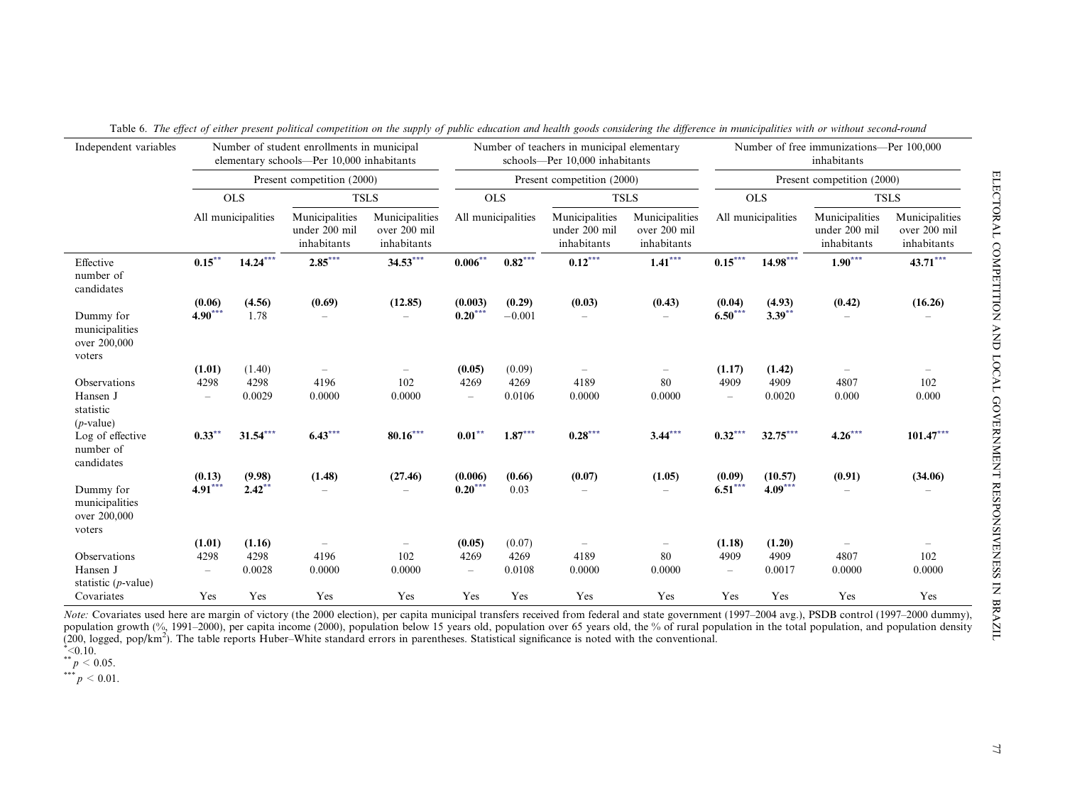Table 6. *The effect of either present political competition on the supply of public education and health goods considering the difference in municipalities with or without second-round*

| Independent variables | Number of student enrollments in municipal elementary schools—Per 10,000 inhabitants | | | | Number of teachers in municipal elementary schools—Per 10,000 inhabitants | | | | Number of free immunizations—Per 100,000 inhabitants | | | |
|---|---|---|---|---|---|---|---|---|---|---|---|---|
| | Present competition (2000) | | | | Present competition (2000) | | | | Present competition (2000) | | | |
| | OLS | | TSLS | | OLS | | TSLS | | OLS | | TSLS | |
| | All municipalities | | Municipalities under 200 mil inhabitants | Municipalities over 200 mil inhabitants | All municipalities | | Municipalities under 200 mil inhabitants | Municipalities over 200 mil inhabitants | All municipalities | | Municipalities under 200 mil inhabitants | Municipalities over 200 mil inhabitants |
| Effective number of candidates | **0.15**** | **14.24***** | **2.85***** | **34.53***** | **0.006**** | **0.82***** | **0.12***** | **1.41***** | **0.15***** | **14.98***** | **1.90***** | **43.71***** |
| | **(0.06)** | **(4.56)** | **(0.69)** | **(12.85)** | **(0.003)** | **(0.29)** | **(0.03)** | **(0.43)** | **(0.04)** | **(4.93)** | **(0.42)** | **(16.26)** |
| Dummy for municipalities over 200,000 voters | **4.90***** | 1.78 | – | – | **0.20***** | −0.001 | – | – | **6.50***** | **3.39**** | – | – |
| | **(1.01)** | (1.40) | – | – | **(0.05)** | (0.09) | – | – | **(1.17)** | **(1.42)** | – | – |
| Observations | 4298 | 4298 | 4196 | 102 | 4269 | 4269 | 4189 | 80 | 4909 | 4909 | 4807 | 102 |
| Hansen J statistic (*p*-value) | – | 0.0029 | 0.0000 | 0.0000 | – | 0.0106 | 0.0000 | 0.0000 | – | 0.0020 | 0.000 | 0.000 |
| Log of effective number of candidates | **0.33**** | **31.54***** | **6.43***** | **80.16***** | **0.01**** | **1.87***** | **0.28***** | **3.44***** | **0.32***** | **32.75***** | **4.26***** | **101.47***** |
| | **(0.13)** | **(9.98)** | **(1.48)** | **(27.46)** | **(0.006)** | **(0.66)** | **(0.07)** | **(1.05)** | **(0.09)** | **(10.57)** | **(0.91)** | **(34.06)** |
| Dummy for municipalities over 200,000 voters | **4.91***** | **2.42**** | – | – | **0.20***** | 0.03 | – | – | **6.51***** | **4.09***** | – | – |
| | **(1.01)** | **(1.16)** | – | – | **(0.05)** | (0.07) | – | – | **(1.18)** | **(1.20)** | – | – |
| Observations | 4298 | 4298 | 4196 | 102 | 4269 | 4269 | 4189 | 80 | 4909 | 4909 | 4807 | 102 |
| Hansen J statistic (*p*-value) | – | 0.0028 | 0.0000 | 0.0000 | – | 0.0108 | 0.0000 | 0.0000 | – | 0.0017 | 0.0000 | 0.0000 |
| Covariates | Yes | Yes | Yes | Yes | Yes | Yes | Yes | Yes | Yes | Yes | Yes | Yes |

*Note:* Covariates used here are margin of victory (the 2000 election), per capita municipal transfers received from federal and state government (1997–2004 avg.), PSDB control (1997–2000 dummy), population growth (%, 1991–2000), per capita income (2000), population below 15 years old, population over 65 years old, the % of rural population in the total population, and population density (200, logged, pop/km$^2$). The table reports Huber–White standard errors in parentheses. Statistical significance is noted with the conventional.

*<0.10.

** $p < 0.05$.

*** $p < 0.01$.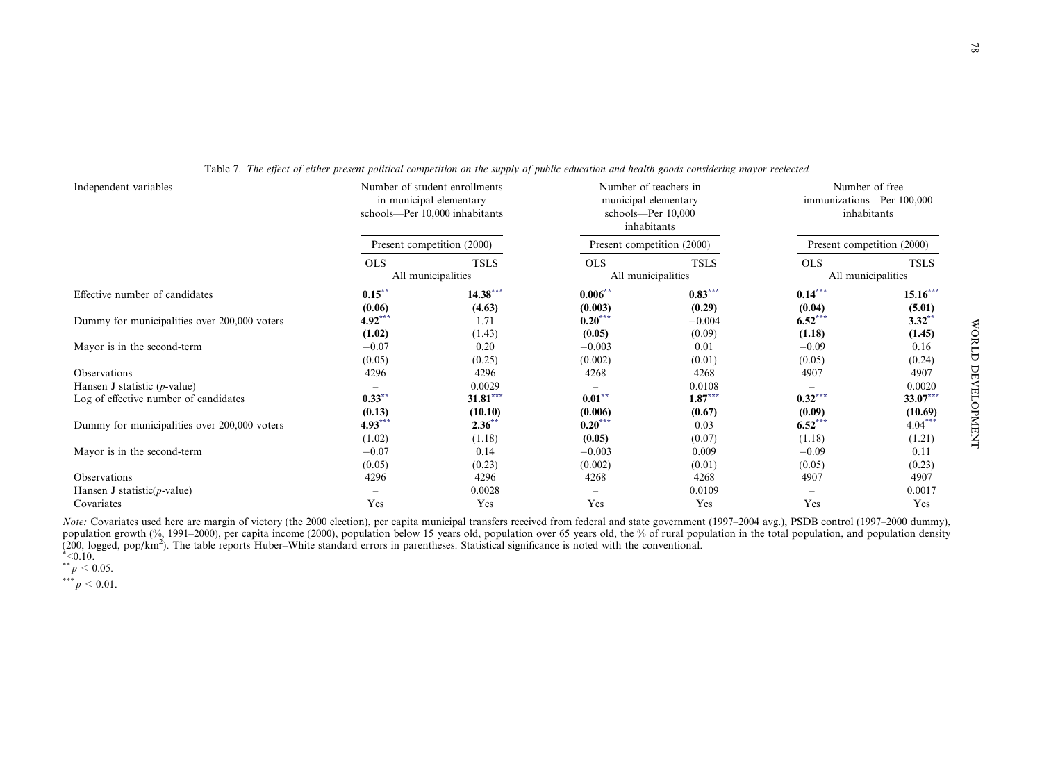Table 7. *The effect of either present political competition on the supply of public education and health goods considering mayor reelected*

| Independent variables | Number of student enrollments in municipal elementary schools—Per 10,000 inhabitants | | Number of teachers in municipal elementary schools—Per 10,000 inhabitants | | Number of free immunizations—Per 100,000 inhabitants | |
|---|---|---|---|---|---|---|
| | Present competition (2000) | | Present competition (2000) | | Present competition (2000) | |
| | OLS | TSLS | OLS | TSLS | OLS | TSLS |
| | All municipalities | | All municipalities | | All municipalities | |
| Effective number of candidates | **0.15**** | **14.38***** | **0.006**** | **0.83***** | **0.14***** | **15.16***** |
| | **(0.06)** | **(4.63)** | **(0.003)** | **(0.29)** | **(0.04)** | **(5.01)** |
| Dummy for municipalities over 200,000 voters | **4.92***** | 1.71 | **0.20***** | −0.004 | **6.52***** | **3.32**** |
| | **(1.02)** | (1.43) | **(0.05)** | (0.09) | **(1.18)** | **(1.45)** |
| Mayor is in the second-term | −0.07 | 0.20 | −0.003 | 0.01 | −0.09 | 0.16 |
| | (0.05) | (0.25) | (0.002) | (0.01) | (0.05) | (0.24) |
| Observations | 4296 | 4296 | 4268 | 4268 | 4907 | 4907 |
| Hansen J statistic (*p*-value) | – | 0.0029 | – | 0.0108 | – | 0.0020 |
| Log of effective number of candidates | **0.33**** | **31.81***** | **0.01**** | **1.87***** | **0.32***** | **33.07***** |
| | **(0.13)** | **(10.10)** | **(0.006)** | **(0.67)** | **(0.09)** | **(10.69)** |
| Dummy for municipalities over 200,000 voters | **4.93***** | **2.36**** | **0.20***** | 0.03 | **6.52***** | 4.04*** |
| | (1.02) | (1.18) | **(0.05)** | (0.07) | (1.18) | (1.21) |
| Mayor is in the second-term | −0.07 | 0.14 | −0.003 | 0.009 | −0.09 | 0.11 |
| | (0.05) | (0.23) | (0.002) | (0.01) | (0.05) | (0.23) |
| Observations | 4296 | 4296 | 4268 | 4268 | 4907 | 4907 |
| Hansen J statistic(*p*-value) | – | 0.0028 | – | 0.0109 | – | 0.0017 |
| Covariates | Yes | Yes | Yes | Yes | Yes | Yes |

*Note:* Covariates used here are margin of victory (the 2000 election), per capita municipal transfers received from federal and state government (1997–2004 avg.), PSDB control (1997–2000 dummy), population growth (%, 1991–2000), per capita income (2000), population below 15 years old, population over 65 years old, the % of rural population in the total population, and population density (200, logged, pop/km$^2$). The table reports Huber–White standard errors in parentheses. Statistical significance is noted with the conventional.

\* <0.10.

** $p < 0.05$.

*** $p < 0.01$.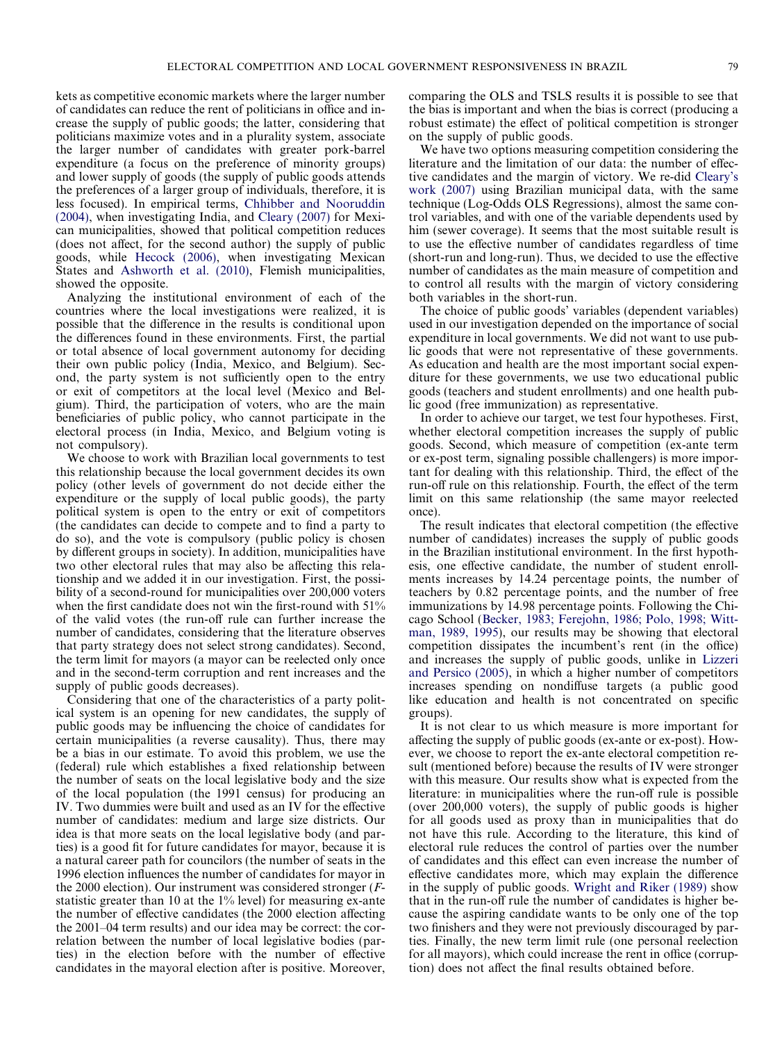kets as competitive economic markets where the larger number of candidates can reduce the rent of politicians in office and increase the supply of public goods; the latter, considering that politicians maximize votes and in a plurality system, associate the larger number of candidates with greater pork-barrel expenditure (a focus on the preference of minority groups) and lower supply of goods (the supply of public goods attends the preferences of a larger group of individuals, therefore, it is less focused). In empirical terms, Chhibber and Nooruddin (2004), when investigating India, and Cleary (2007) for Mexican municipalities, showed that political competition reduces (does not affect, for the second author) the supply of public goods, while Hecock (2006), when investigating Mexican States and Ashworth et al. (2010), Flemish municipalities, showed the opposite.

Analyzing the institutional environment of each of the countries where the local investigations were realized, it is possible that the difference in the results is conditional upon the differences found in these environments. First, the partial or total absence of local government autonomy for deciding their own public policy (India, Mexico, and Belgium). Second, the party system is not sufficiently open to the entry or exit of competitors at the local level (Mexico and Belgium). Third, the participation of voters, who are the main beneficiaries of public policy, who cannot participate in the electoral process (in India, Mexico, and Belgium voting is not compulsory).

We choose to work with Brazilian local governments to test this relationship because the local government decides its own policy (other levels of government do not decide either the expenditure or the supply of local public goods), the party political system is open to the entry or exit of competitors (the candidates can decide to compete and to find a party to do so), and the vote is compulsory (public policy is chosen by different groups in society). In addition, municipalities have two other electoral rules that may also be affecting this relationship and we added it in our investigation. First, the possibility of a second-round for municipalities over 200,000 voters when the first candidate does not win the first-round with 51% of the valid votes (the run-off rule can further increase the number of candidates, considering that the literature observes that party strategy does not select strong candidates). Second, the term limit for mayors (a mayor can be reelected only once and in the second-term corruption and rent increases and the supply of public goods decreases).

Considering that one of the characteristics of a party political system is an opening for new candidates, the supply of public goods may be influencing the choice of candidates for certain municipalities (a reverse causality). Thus, there may be a bias in our estimate. To avoid this problem, we use the (federal) rule which establishes a fixed relationship between the number of seats on the local legislative body and the size of the local population (the 1991 census) for producing an IV. Two dummies were built and used as an IV for the effective number of candidates: medium and large size districts. Our idea is that more seats on the local legislative body (and parties) is a good fit for future candidates for mayor, because it is a natural career path for councilors (the number of seats in the 1996 election influences the number of candidates for mayor in the 2000 election). Our instrument was considered stronger (*F*-statistic greater than 10 at the 1% level) for measuring ex-ante the number of effective candidates (the 2000 election affecting the 2001–04 term results) and our idea may be correct: the correlation between the number of local legislative bodies (parties) in the election before with the number of effective candidates in the mayoral election after is positive. Moreover, comparing the OLS and TSLS results it is possible to see that the bias is important and when the bias is correct (producing a robust estimate) the effect of political competition is stronger on the supply of public goods.

We have two options measuring competition considering the literature and the limitation of our data: the number of effective candidates and the margin of victory. We re-did Cleary's work (2007) using Brazilian municipal data, with the same technique (Log-Odds OLS Regressions), almost the same control variables, and with one of the variable dependents used by him (sewer coverage). It seems that the most suitable result is to use the effective number of candidates regardless of time (short-run and long-run). Thus, we decided to use the effective number of candidates as the main measure of competition and to control all results with the margin of victory considering both variables in the short-run.

The choice of public goods' variables (dependent variables) used in our investigation depended on the importance of social expenditure in local governments. We did not want to use public goods that were not representative of these governments. As education and health are the most important social expenditure for these governments, we use two educational public goods (teachers and student enrollments) and one health public good (free immunization) as representative.

In order to achieve our target, we test four hypotheses. First, whether electoral competition increases the supply of public goods. Second, which measure of competition (ex-ante term or ex-post term, signaling possible challengers) is more important for dealing with this relationship. Third, the effect of the run-off rule on this relationship. Fourth, the effect of the term limit on this same relationship (the same mayor reelected once).

The result indicates that electoral competition (the effective number of candidates) increases the supply of public goods in the Brazilian institutional environment. In the first hypothesis, one effective candidate, the number of student enrollments increases by 14.24 percentage points, the number of teachers by 0.82 percentage points, and the number of free immunizations by 14.98 percentage points. Following the Chicago School (Becker, 1983; Ferejohn, 1986; Polo, 1998; Wittman, 1989, 1995), our results may be showing that electoral competition dissipates the incumbent's rent (in the office) and increases the supply of public goods, unlike in Lizzeri and Persico (2005), in which a higher number of competitors increases spending on nondiffuse targets (a public good like education and health is not concentrated on specific groups).

It is not clear to us which measure is more important for affecting the supply of public goods (ex-ante or ex-post). However, we choose to report the ex-ante electoral competition result (mentioned before) because the results of IV were stronger with this measure. Our results show what is expected from the literature: in municipalities where the run-off rule is possible (over 200,000 voters), the supply of public goods is higher for all goods used as proxy than in municipalities that do not have this rule. According to the literature, this kind of electoral rule reduces the control of parties over the number of candidates and this effect can even increase the number of effective candidates more, which may explain the difference in the supply of public goods. Wright and Riker (1989) show that in the run-off rule the number of candidates is higher because the aspiring candidate wants to be only one of the top two finishers and they were not previously discouraged by parties. Finally, the new term limit rule (one personal reelection for all mayors), which could increase the rent in office (corruption) does not affect the final results obtained before.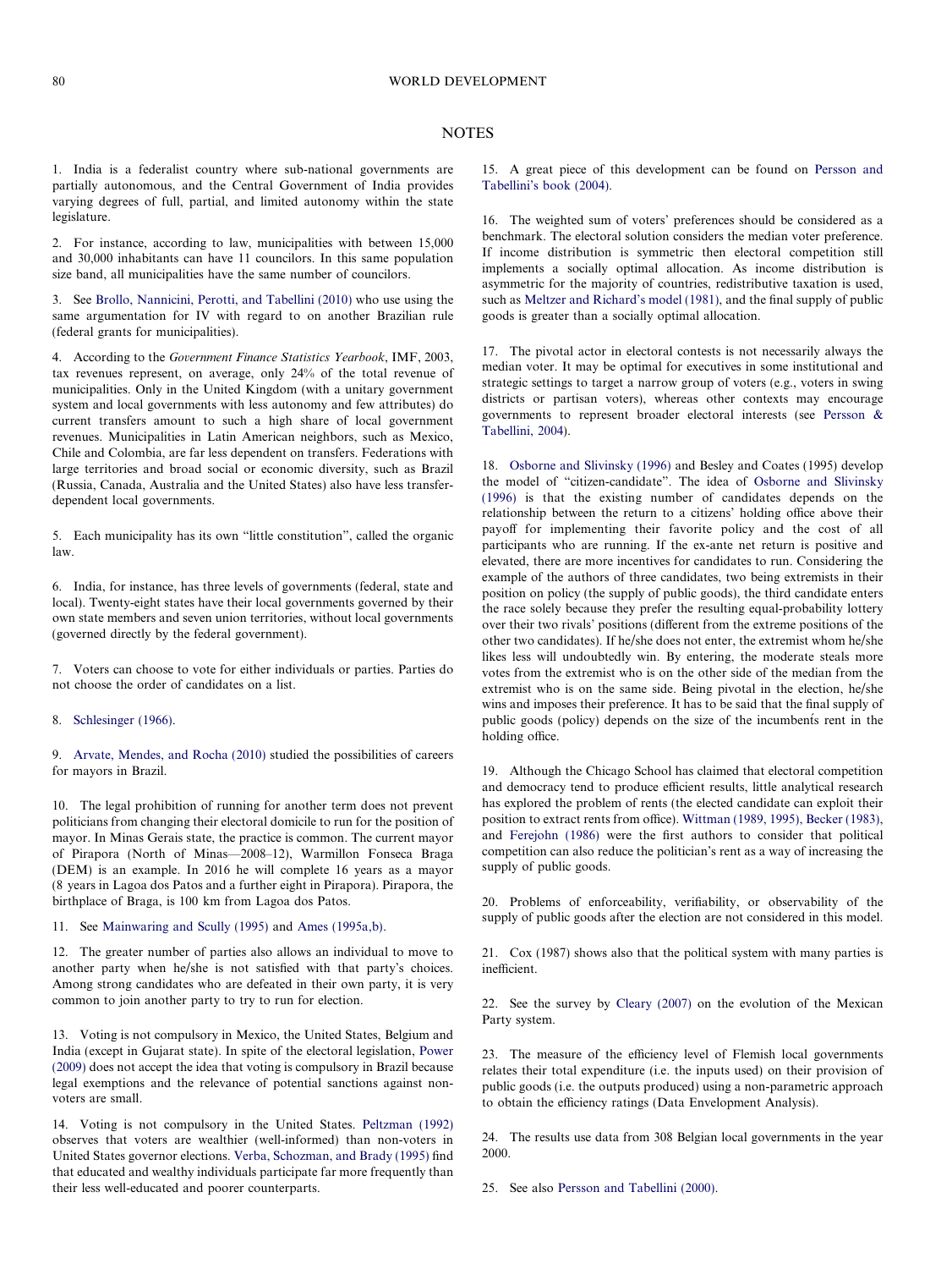## NOTES

1. India is a federalist country where sub-national governments are partially autonomous, and the Central Government of India provides varying degrees of full, partial, and limited autonomy within the state legislature.

2. For instance, according to law, municipalities with between 15,000 and 30,000 inhabitants can have 11 councilors. In this same population size band, all municipalities have the same number of councilors.

3. See Brollo, Nannicini, Perotti, and Tabellini (2010) who use using the same argumentation for IV with regard to on another Brazilian rule (federal grants for municipalities).

4. According to the *Government Finance Statistics Yearbook*, IMF, 2003, tax revenues represent, on average, only 24% of the total revenue of municipalities. Only in the United Kingdom (with a unitary government system and local governments with less autonomy and few attributes) do current transfers amount to such a high share of local government revenues. Municipalities in Latin American neighbors, such as Mexico, Chile and Colombia, are far less dependent on transfers. Federations with large territories and broad social or economic diversity, such as Brazil (Russia, Canada, Australia and the United States) also have less transfer-dependent local governments.

5. Each municipality has its own "little constitution", called the organic law.

6. India, for instance, has three levels of governments (federal, state and local). Twenty-eight states have their local governments governed by their own state members and seven union territories, without local governments (governed directly by the federal government).

7. Voters can choose to vote for either individuals or parties. Parties do not choose the order of candidates on a list.

8. Schlesinger (1966).

9. Arvate, Mendes, and Rocha (2010) studied the possibilities of careers for mayors in Brazil.

10. The legal prohibition of running for another term does not prevent politicians from changing their electoral domicile to run for the position of mayor. In Minas Gerais state, the practice is common. The current mayor of Pirapora (North of Minas—2008–12), Warmillon Fonseca Braga (DEM) is an example. In 2016 he will complete 16 years as a mayor (8 years in Lagoa dos Patos and a further eight in Pirapora). Pirapora, the birthplace of Braga, is 100 km from Lagoa dos Patos.

11. See Mainwaring and Scully (1995) and Ames (1995a,b).

12. The greater number of parties also allows an individual to move to another party when he/she is not satisfied with that party's choices. Among strong candidates who are defeated in their own party, it is very common to join another party to try to run for election.

13. Voting is not compulsory in Mexico, the United States, Belgium and India (except in Gujarat state). In spite of the electoral legislation, Power (2009) does not accept the idea that voting is compulsory in Brazil because legal exemptions and the relevance of potential sanctions against non-voters are small.

14. Voting is not compulsory in the United States. Peltzman (1992) observes that voters are wealthier (well-informed) than non-voters in United States governor elections. Verba, Schozman, and Brady (1995) find that educated and wealthy individuals participate far more frequently than their less well-educated and poorer counterparts.

15. A great piece of this development can be found on Persson and Tabellini's book (2004).

16. The weighted sum of voters' preferences should be considered as a benchmark. The electoral solution considers the median voter preference. If income distribution is symmetric then electoral competition still implements a socially optimal allocation. As income distribution is asymmetric for the majority of countries, redistributive taxation is used, such as Meltzer and Richard's model (1981), and the final supply of public goods is greater than a socially optimal allocation.

17. The pivotal actor in electoral contests is not necessarily always the median voter. It may be optimal for executives in some institutional and strategic settings to target a narrow group of voters (e.g., voters in swing districts or partisan voters), whereas other contexts may encourage governments to represent broader electoral interests (see Persson & Tabellini, 2004).

18. Osborne and Slivinsky (1996) and Besley and Coates (1995) develop the model of "citizen-candidate". The idea of Osborne and Slivinsky (1996) is that the existing number of candidates depends on the relationship between the return to a citizens' holding office above their payoff for implementing their favorite policy and the cost of all participants who are running. If the ex-ante net return is positive and elevated, there are more incentives for candidates to run. Considering the example of the authors of three candidates, two being extremists in their position on policy (the supply of public goods), the third candidate enters the race solely because they prefer the resulting equal-probability lottery over their two rivals' positions (different from the extreme positions of the other two candidates). If he/she does not enter, the extremist whom he/she likes less will undoubtedly win. By entering, the moderate steals more votes from the extremist who is on the other side of the median from the extremist who is on the same side. Being pivotal in the election, he/she wins and imposes their preference. It has to be said that the final supply of public goods (policy) depends on the size of the incumbenťs rent in the holding office.

19. Although the Chicago School has claimed that electoral competition and democracy tend to produce efficient results, little analytical research has explored the problem of rents (the elected candidate can exploit their position to extract rents from office). Wittman (1989, 1995), Becker (1983), and Ferejohn (1986) were the first authors to consider that political competition can also reduce the politician's rent as a way of increasing the supply of public goods.

20. Problems of enforceability, verifiability, or observability of the supply of public goods after the election are not considered in this model.

21. Cox (1987) shows also that the political system with many parties is inefficient.

22. See the survey by Cleary (2007) on the evolution of the Mexican Party system.

23. The measure of the efficiency level of Flemish local governments relates their total expenditure (i.e. the inputs used) on their provision of public goods (i.e. the outputs produced) using a non-parametric approach to obtain the efficiency ratings (Data Envelopment Analysis).

24. The results use data from 308 Belgian local governments in the year 2000.

25. See also Persson and Tabellini (2000).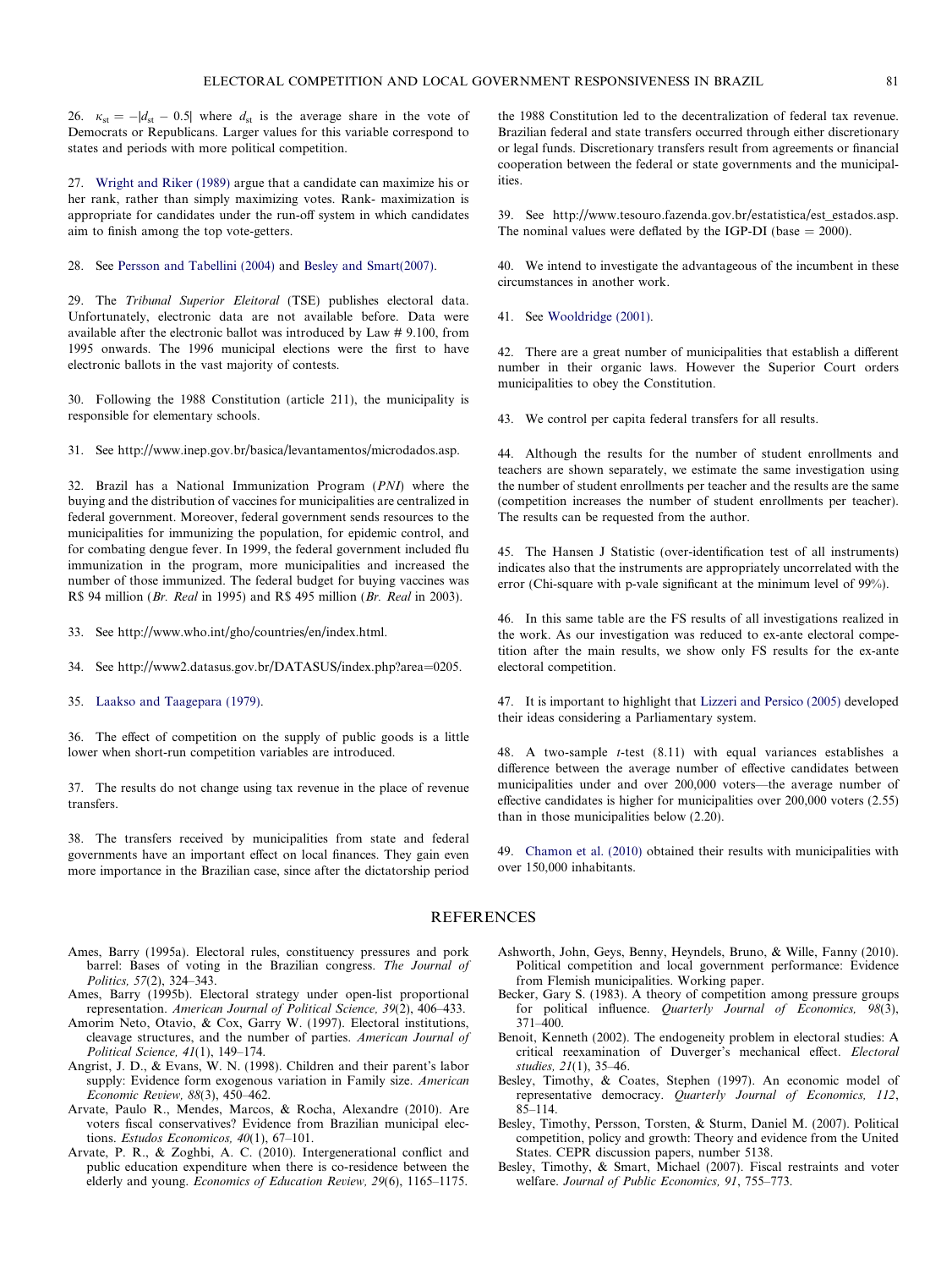26. $\kappa_{st} = -|d_{st} - 0.5|$ where $d_{st}$ is the average share in the vote of Democrats or Republicans. Larger values for this variable correspond to states and periods with more political competition.

27. Wright and Riker (1989) argue that a candidate can maximize his or her rank, rather than simply maximizing votes. Rank- maximization is appropriate for candidates under the run-off system in which candidates aim to finish among the top vote-getters.

28. See Persson and Tabellini (2004) and Besley and Smart(2007).

29. The *Tribunal Superior Eleitoral* (TSE) publishes electoral data. Unfortunately, electronic data are not available before. Data were available after the electronic ballot was introduced by Law # 9.100, from 1995 onwards. The 1996 municipal elections were the first to have electronic ballots in the vast majority of contests.

30. Following the 1988 Constitution (article 211), the municipality is responsible for elementary schools.

31. See http://www.inep.gov.br/basica/levantamentos/microdados.asp.

32. Brazil has a National Immunization Program (*PNI*) where the buying and the distribution of vaccines for municipalities are centralized in federal government. Moreover, federal government sends resources to the municipalities for immunizing the population, for epidemic control, and for combating dengue fever. In 1999, the federal government included flu immunization in the program, more municipalities and increased the number of those immunized. The federal budget for buying vaccines was R$ 94 million (*Br. Real* in 1995) and R$ 495 million (*Br. Real* in 2003).

33. See http://www.who.int/gho/countries/en/index.html.

34. See http://www2.datasus.gov.br/DATASUS/index.php?area=0205.

35. Laakso and Taagepara (1979).

36. The effect of competition on the supply of public goods is a little lower when short-run competition variables are introduced.

37. The results do not change using tax revenue in the place of revenue transfers.

38. The transfers received by municipalities from state and federal governments have an important effect on local finances. They gain even more importance in the Brazilian case, since after the dictatorship period the 1988 Constitution led to the decentralization of federal tax revenue. Brazilian federal and state transfers occurred through either discretionary or legal funds. Discretionary transfers result from agreements or financial cooperation between the federal or state governments and the municipalities.

39. See http://www.tesouro.fazenda.gov.br/estatistica/est_estados.asp. The nominal values were deflated by the IGP-DI (base = 2000).

40. We intend to investigate the advantageous of the incumbent in these circumstances in another work.

41. See Wooldridge (2001).

42. There are a great number of municipalities that establish a different number in their organic laws. However the Superior Court orders municipalities to obey the Constitution.

43. We control per capita federal transfers for all results.

44. Although the results for the number of student enrollments and teachers are shown separately, we estimate the same investigation using the number of student enrollments per teacher and the results are the same (competition increases the number of student enrollments per teacher). The results can be requested from the author.

45. The Hansen J Statistic (over-identification test of all instruments) indicates also that the instruments are appropriately uncorrelated with the error (Chi-square with p-vale significant at the minimum level of 99%).

46. In this same table are the FS results of all investigations realized in the work. As our investigation was reduced to ex-ante electoral competition after the main results, we show only FS results for the ex-ante electoral competition.

47. It is important to highlight that Lizzeri and Persico (2005) developed their ideas considering a Parliamentary system.

48. A two-sample $t$-test (8.11) with equal variances establishes a difference between the average number of effective candidates between municipalities under and over 200,000 voters—the average number of effective candidates is higher for municipalities over 200,000 voters (2.55) than in those municipalities below (2.20).

49. Chamon et al. (2010) obtained their results with municipalities with over 150,000 inhabitants.

## REFERENCES

Ames, Barry (1995a). Electoral rules, constituency pressures and pork barrel: Bases of voting in the Brazilian congress. *The Journal of Politics, 57*(2), 324–343.

Ames, Barry (1995b). Electoral strategy under open-list proportional representation. *American Journal of Political Science, 39*(2), 406–433.

Amorim Neto, Otavio, & Cox, Garry W. (1997). Electoral institutions, cleavage structures, and the number of parties. *American Journal of Political Science, 41*(1), 149–174.

Angrist, J. D., & Evans, W. N. (1998). Children and their parent's labor supply: Evidence form exogenous variation in Family size. *American Economic Review, 88*(3), 450–462.

Arvate, Paulo R., Mendes, Marcos, & Rocha, Alexandre (2010). Are voters fiscal conservatives? Evidence from Brazilian municipal elections. *Estudos Economicos, 40*(1), 67–101.

Arvate, P. R., & Zoghbi, A. C. (2010). Intergenerational conflict and public education expenditure when there is co-residence between the elderly and young. *Economics of Education Review, 29*(6), 1165–1175.

Ashworth, John, Geys, Benny, Heyndels, Bruno, & Wille, Fanny (2010). Political competition and local government performance: Evidence from Flemish municipalities. Working paper.

Becker, Gary S. (1983). A theory of competition among pressure groups for political influence. *Quarterly Journal of Economics, 98*(3), 371–400.

Benoit, Kenneth (2002). The endogeneity problem in electoral studies: A critical reexamination of Duverger's mechanical effect. *Electoral studies, 21*(1), 35–46.

Besley, Timothy, & Coates, Stephen (1997). An economic model of representative democracy. *Quarterly Journal of Economics, 112*, 85–114.

Besley, Timothy, Persson, Torsten, & Sturm, Daniel M. (2007). Political competition, policy and growth: Theory and evidence from the United States. CEPR discussion papers, number 5138.

Besley, Timothy, & Smart, Michael (2007). Fiscal restraints and voter welfare. *Journal of Public Economics, 91*, 755–773.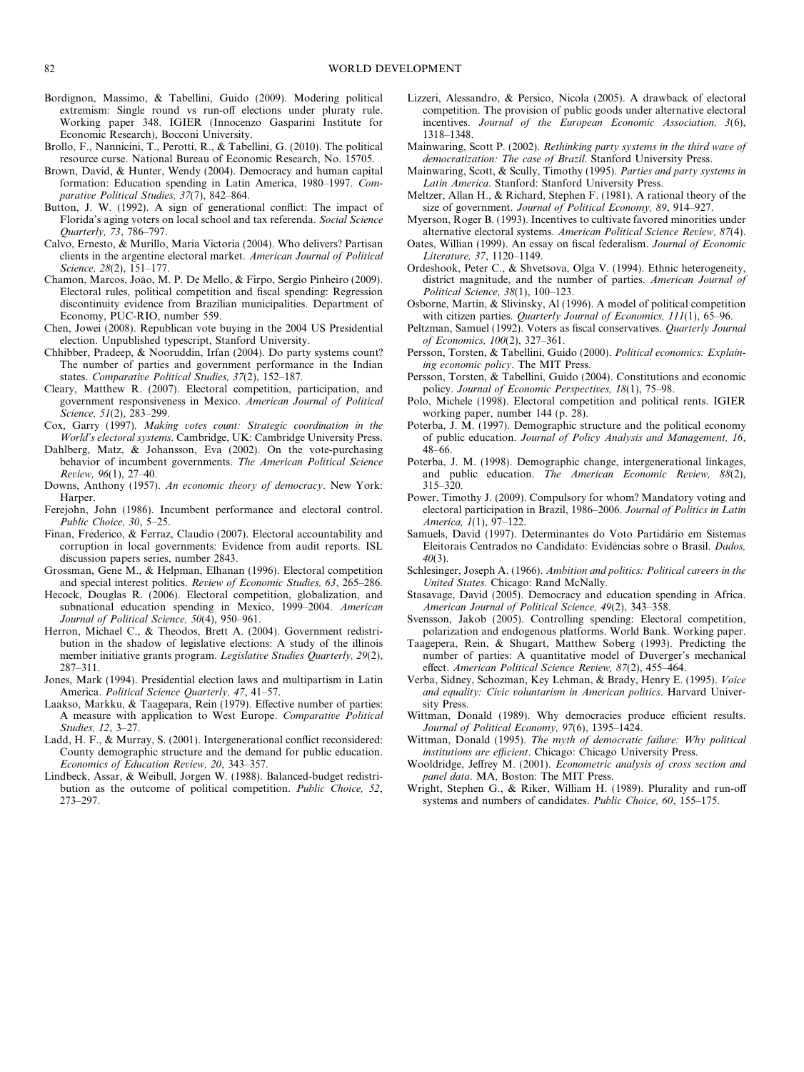Bordignon, Massimo, & Tabellini, Guido (2009). Modering political extremism: Single round vs run-off elections under pluraty rule. Working paper 348. IGIER (Innocenzo Gasparini Institute for Economic Research), Bocconi University.

Brollo, F., Nannicini, T., Perotti, R., & Tabellini, G. (2010). The political resource curse. National Bureau of Economic Research, No. 15705.

Brown, David, & Hunter, Wendy (2004). Democracy and human capital formation: Education spending in Latin America, 1980–1997. *Comparative Political Studies, 37*(7), 842–864.

Button, J. W. (1992). A sign of generational conflict: The impact of Florida's aging voters on local school and tax referenda. *Social Science Quarterly, 73*, 786–797.

Calvo, Ernesto, & Murillo, Maria Victoria (2004). Who delivers? Partisan clients in the argentine electoral market. *American Journal of Political Science, 28*(2), 151–177.

Chamon, Marcos, João, M. P. De Mello, & Firpo, Sergio Pinheiro (2009). Electoral rules, political competition and fiscal spending: Regression discontinuity evidence from Brazilian municipalities. Department of Economy, PUC-RIO, number 559.

Chen, Jowei (2008). Republican vote buying in the 2004 US Presidential election. Unpublished typescript, Stanford University.

Chhibber, Pradeep, & Nooruddin, Irfan (2004). Do party systems count? The number of parties and government performance in the Indian states. *Comparative Political Studies, 37*(2), 152–187.

Cleary, Matthew R. (2007). Electoral competition, participation, and government responsiveness in Mexico. *American Journal of Political Science, 51*(2), 283–299.

Cox, Garry (1997). *Making votes count: Strategic coordination in the World's electoral systems*. Cambridge, UK: Cambridge University Press.

Dahlberg, Matz, & Johansson, Eva (2002). On the vote-purchasing behavior of incumbent governments. *The American Political Science Review, 96*(1), 27–40.

Downs, Anthony (1957). *An economic theory of democracy*. New York: Harper.

Ferejohn, John (1986). Incumbent performance and electoral control. *Public Choice, 30*, 5–25.

Finan, Frederico, & Ferraz, Claudio (2007). Electoral accountability and corruption in local governments: Evidence from audit reports. ISL discussion papers series, number 2843.

Grossman, Gene M., & Helpman, Elhanan (1996). Electoral competition and special interest politics. *Review of Economic Studies, 63*, 265–286.

Hecock, Douglas R. (2006). Electoral competition, globalization, and subnational education spending in Mexico, 1999–2004. *American Journal of Political Science, 50*(4), 950–961.

Herron, Michael C., & Theodos, Brett A. (2004). Government redistribution in the shadow of legislative elections: A study of the illinois member initiative grants program. *Legislative Studies Quarterly, 29*(2), 287–311.

Jones, Mark (1994). Presidential election laws and multipartism in Latin America. *Political Science Quarterly, 47*, 41–57.

Laakso, Markku, & Taagepara, Rein (1979). Effective number of parties: A measure with application to West Europe. *Comparative Political Studies, 12*, 3–27.

Ladd, H. F., & Murray, S. (2001). Intergenerational conflict reconsidered: County demographic structure and the demand for public education. *Economics of Education Review, 20*, 343–357.

Lindbeck, Assar, & Weibull, Jorgen W. (1988). Balanced-budget redistribution as the outcome of political competition. *Public Choice, 52*, 273–297.

Lizzeri, Alessandro, & Persico, Nicola (2005). A drawback of electoral competition. The provision of public goods under alternative electoral incentives. *Journal of the European Economic Association, 3*(6), 1318–1348.

Mainwaring, Scott P. (2002). *Rethinking party systems in the third wave of democratization: The case of Brazil*. Stanford University Press.

Mainwaring, Scott, & Scully, Timothy (1995). *Parties and party systems in Latin America*. Stanford: Stanford University Press.

Meltzer, Allan H., & Richard, Stephen F. (1981). A rational theory of the size of government. *Journal of Political Economy, 89*, 914–927.

Myerson, Roger B. (1993). Incentives to cultivate favored minorities under alternative electoral systems. *American Political Science Review, 87*(4).

Oates, Willian (1999). An essay on fiscal federalism. *Journal of Economic Literature, 37*, 1120–1149.

Ordeshook, Peter C., & Shvetsova, Olga V. (1994). Ethnic heterogeneity, district magnitude, and the number of parties. *American Journal of Political Science, 38*(1), 100–123.

Osborne, Martin, & Slivinsky, Al (1996). A model of political competition with citizen parties. *Quarterly Journal of Economics, 111*(1), 65–96.

Peltzman, Samuel (1992). Voters as fiscal conservatives. *Quarterly Journal of Economics, 100*(2), 327–361.

Persson, Torsten, & Tabellini, Guido (2000). *Political economics: Explaining economic policy*. The MIT Press.

Persson, Torsten, & Tabellini, Guido (2004). Constitutions and economic policy. *Journal of Economic Perspectives, 18*(1), 75–98.

Polo, Michele (1998). Electoral competition and political rents. IGIER working paper, number 144 (p. 28).

Poterba, J. M. (1997). Demographic structure and the political economy of public education. *Journal of Policy Analysis and Management, 16*, 48–66.

Poterba, J. M. (1998). Demographic change, intergenerational linkages, and public education. *The American Economic Review, 88*(2), 315–320.

Power, Timothy J. (2009). Compulsory for whom? Mandatory voting and electoral participation in Brazil, 1986–2006. *Journal of Politics in Latin America, 1*(1), 97–122.

Samuels, David (1997). Determinantes do Voto Partidário em Sistemas Eleitorais Centrados no Candidato: Evidências sobre o Brasil. *Dados, 40*(3).

Schlesinger, Joseph A. (1966). *Ambition and politics: Political careers in the United States*. Chicago: Rand McNally.

Stasavage, David (2005). Democracy and education spending in Africa. *American Journal of Political Science, 49*(2), 343–358.

Svensson, Jakob (2005). Controlling spending: Electoral competition, polarization and endogenous platforms. World Bank. Working paper.

Taagepera, Rein, & Shugart, Matthew Soberg (1993). Predicting the number of parties: A quantitative model of Duverger's mechanical effect. *American Political Science Review, 87*(2), 455–464.

Verba, Sidney, Schozman, Key Lehman, & Brady, Henry E. (1995). *Voice and equality: Civic voluntarism in American politics*. Harvard University Press.

Wittman, Donald (1989). Why democracies produce efficient results. *Journal of Political Economy, 97*(6), 1395–1424.

Wittman, Donald (1995). *The myth of democratic failure: Why political institutions are efficient*. Chicago: Chicago University Press.

Wooldridge, Jeffrey M. (2001). *Econometric analysis of cross section and panel data*. MA, Boston: The MIT Press.

Wright, Stephen G., & Riker, William H. (1989). Plurality and run-off systems and numbers of candidates. *Public Choice, 60*, 155–175.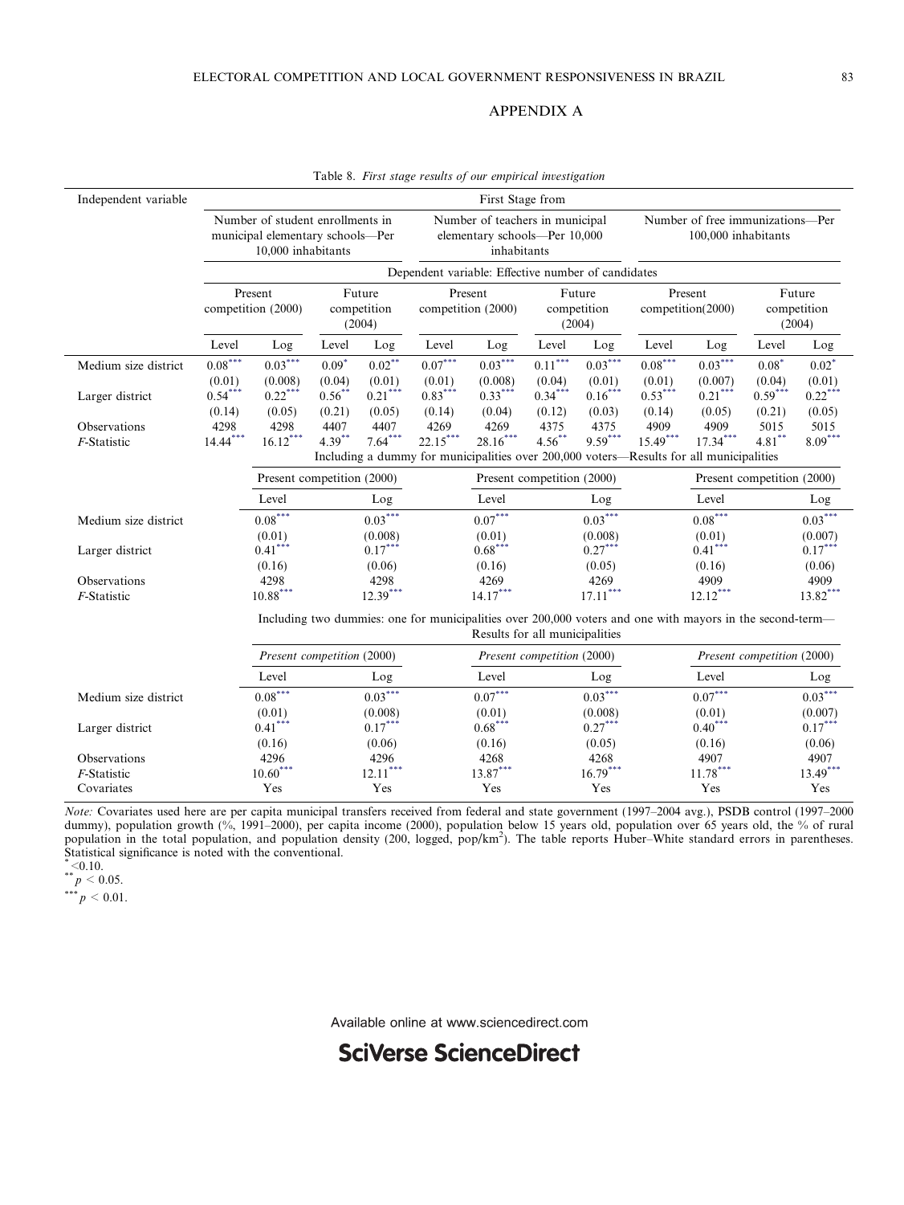## APPENDIX A

Table 8. *First stage results of our empirical investigation*

| Independent variable | First Stage from | | | | | | | | | | | |
|---|---|---|---|---|---|---|---|---|---|---|---|---|
| | Number of student enrollments in municipal elementary schools—Per 10,000 inhabitants | | | | Number of teachers in municipal elementary schools—Per 10,000 inhabitants | | | | Number of free immunizations—Per 100,000 inhabitants | | | |
| | Dependent variable: Effective number of candidates | | | | | | | | | | | |
| | Present competition (2000) | | Future competition (2004) | | Present competition (2000) | | Future competition (2004) | | Present competition(2000) | | Future competition (2004) | |
| | Level | Log | Level | Log | Level | Log | Level | Log | Level | Log | Level | Log |
| Medium size district | 0.08*** | 0.03*** | 0.09* | 0.02** | 0.07*** | 0.03*** | 0.11*** | 0.03*** | 0.08*** | 0.03*** | 0.08* | 0.02* |
| | (0.01) | (0.008) | (0.04) | (0.01) | (0.01) | (0.008) | (0.04) | (0.01) | (0.01) | (0.007) | (0.04) | (0.01) |
| Larger district | 0.54*** | 0.22*** | 0.56** | 0.21*** | 0.83*** | 0.33*** | 0.34*** | 0.16*** | 0.53*** | 0.21*** | 0.59*** | 0.22*** |
| | (0.14) | (0.05) | (0.21) | (0.05) | (0.14) | (0.04) | (0.12) | (0.03) | (0.14) | (0.05) | (0.21) | (0.05) |
| Observations | 4298 | 4298 | 4407 | 4407 | 4269 | 4269 | 4375 | 4375 | 4909 | 4909 | 5015 | 5015 |
| *F*-Statistic | 14.44*** | 16.12*** | 4.39** | 7.64*** | 22.15*** | 28.16*** | 4.56** | 9.59*** | 15.49*** | 17.34*** | 4.81** | 8.09*** |
| | Including a dummy for municipalities over 200,000 voters—Results for all municipalities | | | | | | | | | | | |
| | Present competition (2000) | | | | Present competition (2000) | | | | Present competition (2000) | | | |
| | Level | | Log | | Level | | Log | | Level | | Log | |
| Medium size district | 0.08*** | | 0.03*** | | 0.07*** | | 0.03*** | | 0.08*** | | 0.03*** | |
| | (0.01) | | (0.008) | | (0.01) | | (0.008) | | (0.01) | | (0.007) | |
| Larger district | 0.41*** | | 0.17*** | | 0.68*** | | 0.27*** | | 0.41*** | | 0.17*** | |
| | (0.16) | | (0.06) | | (0.16) | | (0.05) | | (0.16) | | (0.06) | |
| Observations | 4298 | | 4298 | | 4269 | | 4269 | | 4909 | | 4909 | |
| *F*-Statistic | 10.88*** | | 12.39*** | | 14.17*** | | 17.11*** | | 12.12*** | | 13.82*** | |
| | Including two dummies: one for municipalities over 200,000 voters and one with mayors in the second-term—Results for all municipalities | | | | | | | | | | | |
| | *Present competition* (2000) | | | | *Present competition* (2000) | | | | *Present competition* (2000) | | | |
| | Level | | Log | | Level | | Log | | Level | | Log | |
| Medium size district | 0.08*** | | 0.03*** | | 0.07*** | | 0.03*** | | 0.07*** | | 0.03*** | |
| | (0.01) | | (0.008) | | (0.01) | | (0.008) | | (0.01) | | (0.007) | |
| Larger district | 0.41*** | | 0.17*** | | 0.68*** | | 0.27*** | | 0.40*** | | 0.17*** | |
| | (0.16) | | (0.06) | | (0.16) | | (0.05) | | (0.16) | | (0.06) | |
| Observations | 4296 | | 4296 | | 4268 | | 4268 | | 4907 | | 4907 | |
| *F*-Statistic | 10.60*** | | 12.11*** | | 13.87*** | | 16.79*** | | 11.78*** | | 13.49*** | |
| Covariates | Yes | | Yes | | Yes | | Yes | | Yes | | Yes | |

*Note:* Covariates used here are per capita municipal transfers received from federal and state government (1997–2004 avg.), PSDB control (1997–2000 dummy), population growth (%, 1991–2000), per capita income (2000), population below 15 years old, population over 65 years old, the % of rural population in the total population, and population density (200, logged, pop/km$^2$). The table reports Huber–White standard errors in parentheses. Statistical significance is noted with the conventional.

\* <0.10.

\*\* $p < 0.05$.

\*\*\* $p < 0.01$.

Available online at www.sciencedirect.com

**SciVerse ScienceDirect**